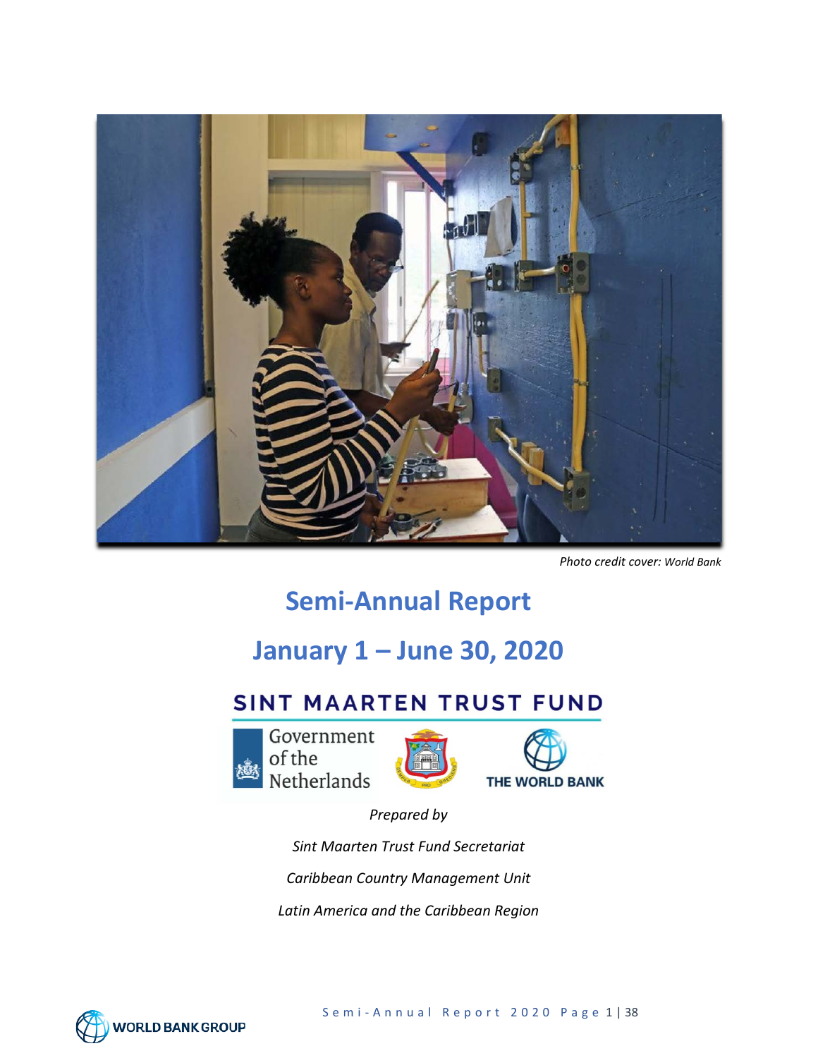*Photo credit cover: World Bank*

# Semi-Annual Report

## January 1 – June 30, 2020

**SINT MAARTEN TRUST FUND**

Government of the Netherlands

THE WORLD BANK

*Prepared by*

*Sint Maarten Trust Fund Secretariat*

*Caribbean Country Management Unit*

*Latin America and the Caribbean Region*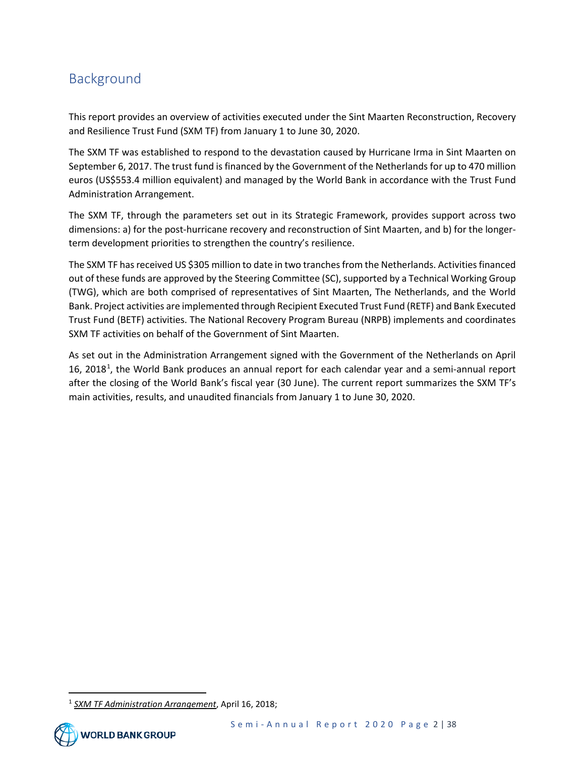## Background

This report provides an overview of activities executed under the Sint Maarten Reconstruction, Recovery and Resilience Trust Fund (SXM TF) from January 1 to June 30, 2020.

The SXM TF was established to respond to the devastation caused by Hurricane Irma in Sint Maarten on September 6, 2017. The trust fund is financed by the Government of the Netherlands for up to 470 million euros (US$553.4 million equivalent) and managed by the World Bank in accordance with the Trust Fund Administration Arrangement.

The SXM TF, through the parameters set out in its Strategic Framework, provides support across two dimensions: a) for the post-hurricane recovery and reconstruction of Sint Maarten, and b) for the longer-term development priorities to strengthen the country's resilience.

The SXM TF has received US $305 million to date in two tranches from the Netherlands. Activities financed out of these funds are approved by the Steering Committee (SC), supported by a Technical Working Group (TWG), which are both comprised of representatives of Sint Maarten, The Netherlands, and the World Bank. Project activities are implemented through Recipient Executed Trust Fund (RETF) and Bank Executed Trust Fund (BETF) activities. The National Recovery Program Bureau (NRPB) implements and coordinates SXM TF activities on behalf of the Government of Sint Maarten.

As set out in the Administration Arrangement signed with the Government of the Netherlands on April 16, 2018[1], the World Bank produces an annual report for each calendar year and a semi-annual report after the closing of the World Bank's fiscal year (30 June). The current report summarizes the SXM TF's main activities, results, and unaudited financials from January 1 to June 30, 2020.

---

[1] *SXM TF Administration Arrangement*, April 16, 2018;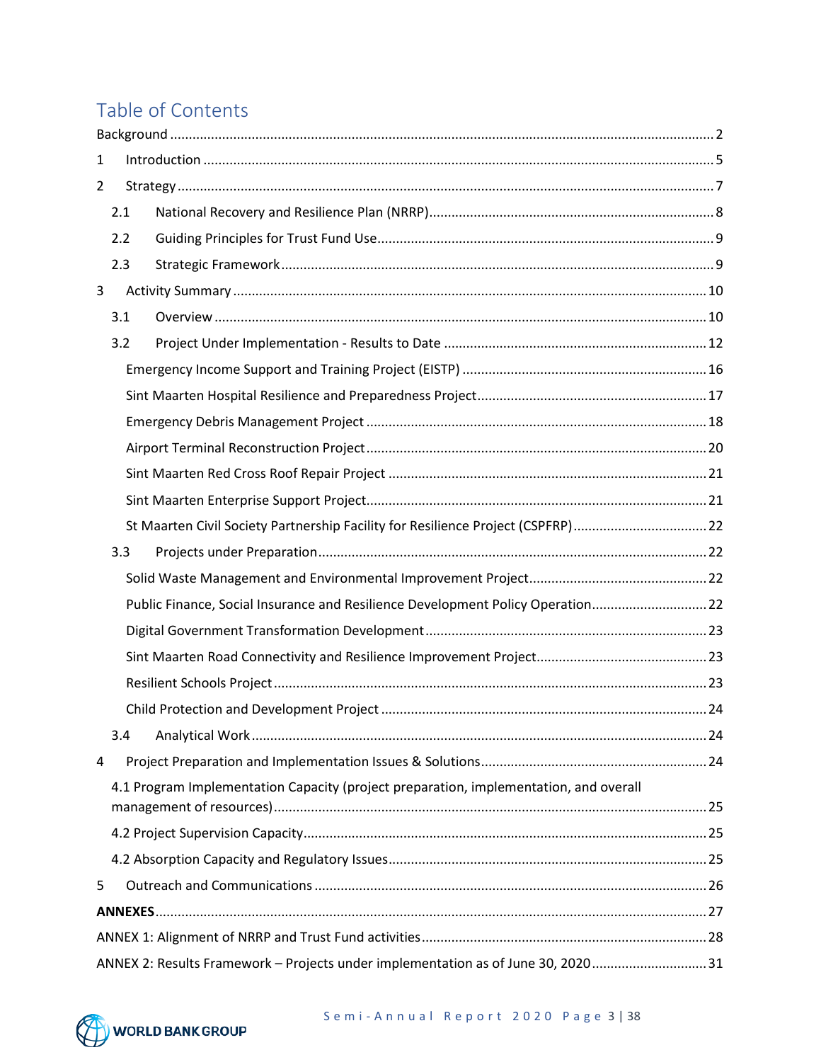# Table of Contents

Background ........................................................................................................................................ 2

1 Introduction ...................................................................................................................................... 5

2 Strategy .............................................................................................................................................. 7

2.1 National Recovery and Resilience Plan (NRRP) ........................................................................... 8

2.2 Guiding Principles for Trust Fund Use ........................................................................................ 9

2.3 Strategic Framework ................................................................................................................... 9

3 Activity Summary ............................................................................................................................ 10

3.1 Overview .................................................................................................................................. 10

3.2 Project Under Implementation - Results to Date ..................................................................... 12

Emergency Income Support and Training Project (EISTP) ................................................................ 16

Sint Maarten Hospital Resilience and Preparedness Project ............................................................ 17

Emergency Debris Management Project .......................................................................................... 18

Airport Terminal Reconstruction Project .......................................................................................... 20

Sint Maarten Red Cross Roof Repair Project .................................................................................... 21

Sint Maarten Enterprise Support Project .......................................................................................... 21

St Maarten Civil Society Partnership Facility for Resilience Project (CSPFRP) .................................. 22

3.3 Projects under Preparation ....................................................................................................... 22

Solid Waste Management and Environmental Improvement Project ............................................... 22

Public Finance, Social Insurance and Resilience Development Policy Operation .............................. 22

Digital Government Transformation Development .......................................................................... 23

Sint Maarten Road Connectivity and Resilience Improvement Project ............................................. 23

Resilient Schools Project ................................................................................................................... 23

Child Protection and Development Project ...................................................................................... 24

3.4 Analytical Work ........................................................................................................................ 24

4 Project Preparation and Implementation Issues & Solutions ........................................................... 24

4.1 Program Implementation Capacity (project preparation, implementation, and overall management of resources) ................................................................................................................ 25

4.2 Project Supervision Capacity ........................................................................................................ 25

4.2 Absorption Capacity and Regulatory Issues .................................................................................. 25

5 Outreach and Communications ........................................................................................................ 26

**ANNEXES** ............................................................................................................................................ 27

ANNEX 1: Alignment of NRRP and Trust Fund activities ........................................................................ 28

ANNEX 2: Results Framework – Projects under implementation as of June 30, 2020 ............................ 31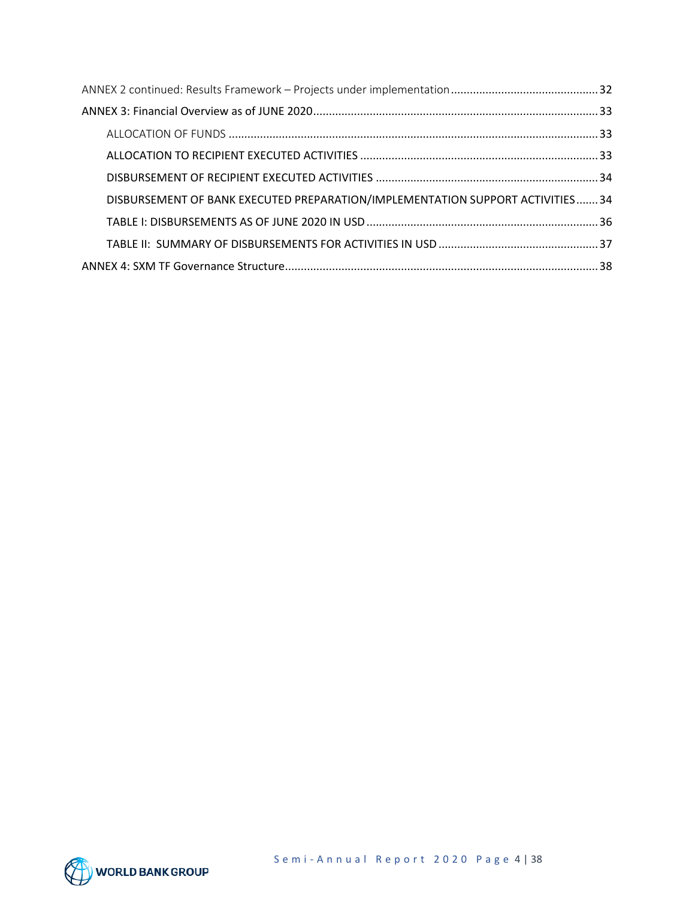ANNEX 2 continued: Results Framework – Projects under implementation ............................................... 32

ANNEX 3: Financial Overview as of JUNE 2020 ........................................................................................... 33

- ALLOCATION OF FUNDS ..................................................................................................................... 33
- ALLOCATION TO RECIPIENT EXECUTED ACTIVITIES ............................................................................ 33
- DISBURSEMENT OF RECIPIENT EXECUTED ACTIVITIES ....................................................................... 34
- DISBURSEMENT OF BANK EXECUTED PREPARATION/IMPLEMENTATION SUPPORT ACTIVITIES ....... 34
- TABLE I: DISBURSEMENTS AS OF JUNE 2020 IN USD .......................................................................... 36
- TABLE II: SUMMARY OF DISBURSEMENTS FOR ACTIVITIES IN USD ................................................... 37

ANNEX 4: SXM TF Governance Structure .................................................................................................... 38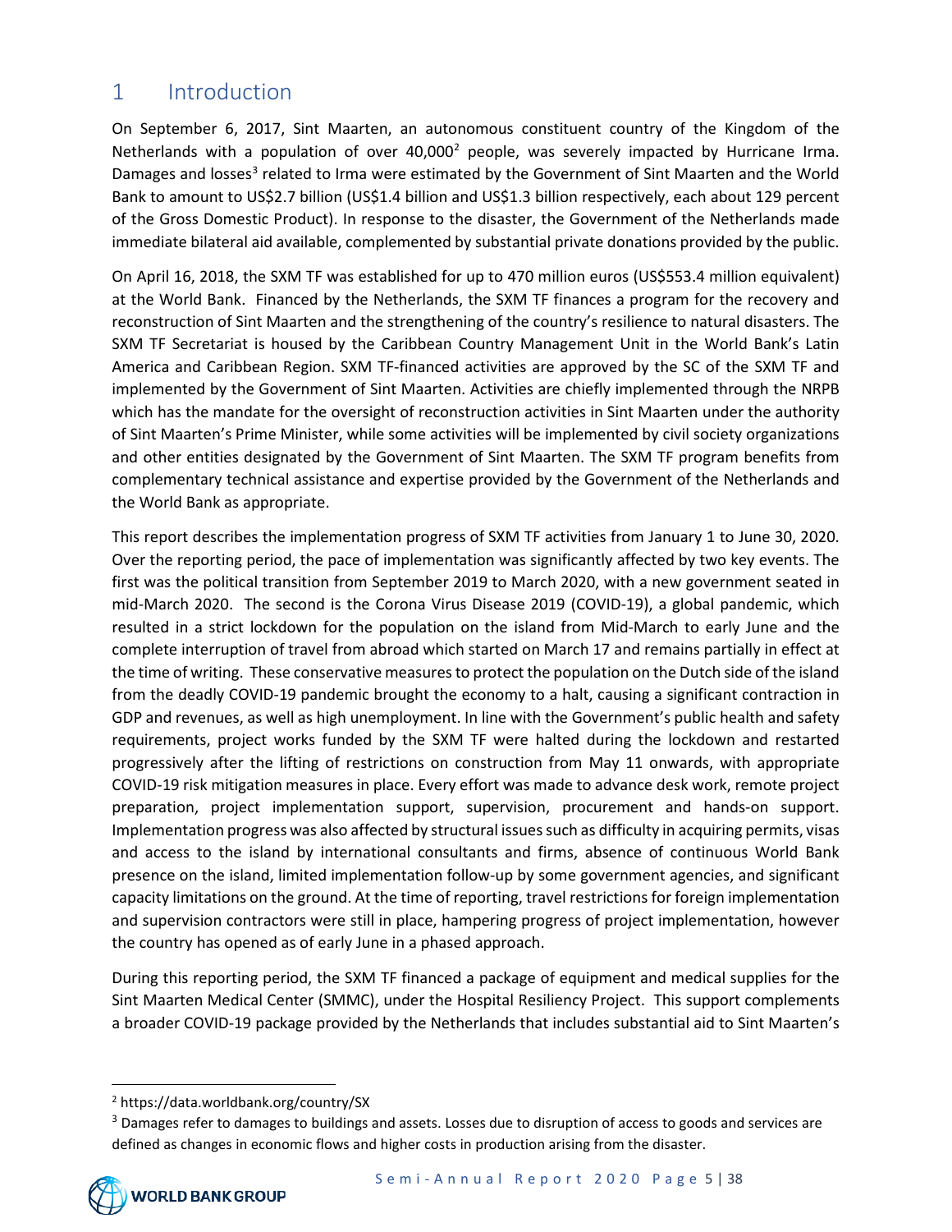# 1 Introduction

On September 6, 2017, Sint Maarten, an autonomous constituent country of the Kingdom of the Netherlands with a population of over 40,000[2] people, was severely impacted by Hurricane Irma. Damages and losses[3] related to Irma were estimated by the Government of Sint Maarten and the World Bank to amount to US$2.7 billion (US$1.4 billion and US$1.3 billion respectively, each about 129 percent of the Gross Domestic Product). In response to the disaster, the Government of the Netherlands made immediate bilateral aid available, complemented by substantial private donations provided by the public.

On April 16, 2018, the SXM TF was established for up to 470 million euros (US$553.4 million equivalent) at the World Bank. Financed by the Netherlands, the SXM TF finances a program for the recovery and reconstruction of Sint Maarten and the strengthening of the country's resilience to natural disasters. The SXM TF Secretariat is housed by the Caribbean Country Management Unit in the World Bank's Latin America and Caribbean Region. SXM TF-financed activities are approved by the SC of the SXM TF and implemented by the Government of Sint Maarten. Activities are chiefly implemented through the NRPB which has the mandate for the oversight of reconstruction activities in Sint Maarten under the authority of Sint Maarten's Prime Minister, while some activities will be implemented by civil society organizations and other entities designated by the Government of Sint Maarten. The SXM TF program benefits from complementary technical assistance and expertise provided by the Government of the Netherlands and the World Bank as appropriate.

This report describes the implementation progress of SXM TF activities from January 1 to June 30, 2020. Over the reporting period, the pace of implementation was significantly affected by two key events. The first was the political transition from September 2019 to March 2020, with a new government seated in mid-March 2020. The second is the Corona Virus Disease 2019 (COVID-19), a global pandemic, which resulted in a strict lockdown for the population on the island from Mid-March to early June and the complete interruption of travel from abroad which started on March 17 and remains partially in effect at the time of writing. These conservative measures to protect the population on the Dutch side of the island from the deadly COVID-19 pandemic brought the economy to a halt, causing a significant contraction in GDP and revenues, as well as high unemployment. In line with the Government's public health and safety requirements, project works funded by the SXM TF were halted during the lockdown and restarted progressively after the lifting of restrictions on construction from May 11 onwards, with appropriate COVID-19 risk mitigation measures in place. Every effort was made to advance desk work, remote project preparation, project implementation support, supervision, procurement and hands-on support. Implementation progress was also affected by structural issues such as difficulty in acquiring permits, visas and access to the island by international consultants and firms, absence of continuous World Bank presence on the island, limited implementation follow-up by some government agencies, and significant capacity limitations on the ground. At the time of reporting, travel restrictions for foreign implementation and supervision contractors were still in place, hampering progress of project implementation, however the country has opened as of early June in a phased approach.

During this reporting period, the SXM TF financed a package of equipment and medical supplies for the Sint Maarten Medical Center (SMMC), under the Hospital Resiliency Project. This support complements a broader COVID-19 package provided by the Netherlands that includes substantial aid to Sint Maarten's

[2] https://data.worldbank.org/country/SX

[3] Damages refer to damages to buildings and assets. Losses due to disruption of access to goods and services are defined as changes in economic flows and higher costs in production arising from the disaster.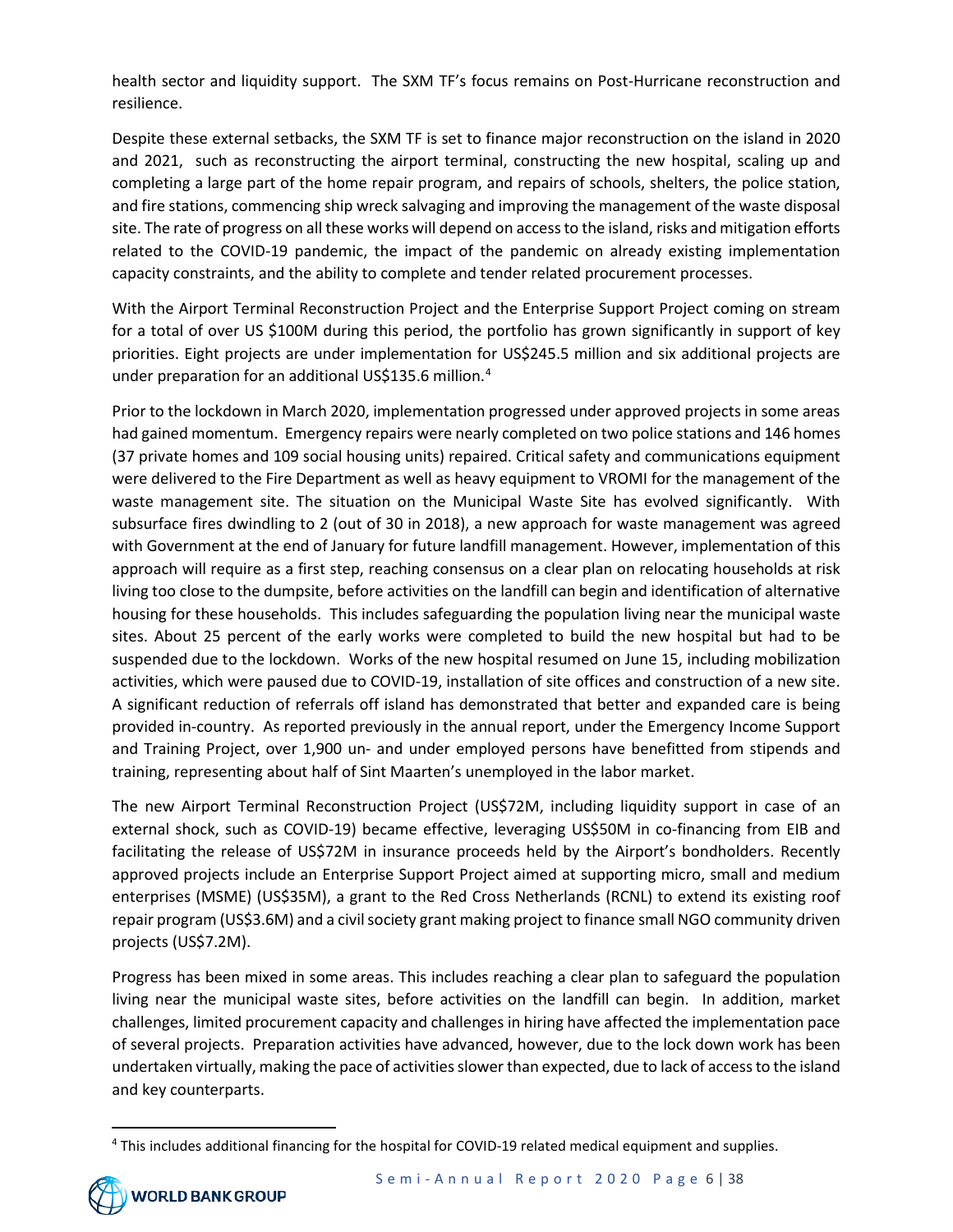health sector and liquidity support. The SXM TF's focus remains on Post-Hurricane reconstruction and resilience.

Despite these external setbacks, the SXM TF is set to finance major reconstruction on the island in 2020 and 2021, such as reconstructing the airport terminal, constructing the new hospital, scaling up and completing a large part of the home repair program, and repairs of schools, shelters, the police station, and fire stations, commencing ship wreck salvaging and improving the management of the waste disposal site. The rate of progress on all these works will depend on access to the island, risks and mitigation efforts related to the COVID-19 pandemic, the impact of the pandemic on already existing implementation capacity constraints, and the ability to complete and tender related procurement processes.

With the Airport Terminal Reconstruction Project and the Enterprise Support Project coming on stream for a total of over US $100M during this period, the portfolio has grown significantly in support of key priorities. Eight projects are under implementation for US$245.5 million and six additional projects are under preparation for an additional US$135.6 million.[4]

Prior to the lockdown in March 2020, implementation progressed under approved projects in some areas had gained momentum. Emergency repairs were nearly completed on two police stations and 146 homes (37 private homes and 109 social housing units) repaired. Critical safety and communications equipment were delivered to the Fire Department as well as heavy equipment to VROMI for the management of the waste management site. The situation on the Municipal Waste Site has evolved significantly. With subsurface fires dwindling to 2 (out of 30 in 2018), a new approach for waste management was agreed with Government at the end of January for future landfill management. However, implementation of this approach will require as a first step, reaching consensus on a clear plan on relocating households at risk living too close to the dumpsite, before activities on the landfill can begin and identification of alternative housing for these households. This includes safeguarding the population living near the municipal waste sites. About 25 percent of the early works were completed to build the new hospital but had to be suspended due to the lockdown. Works of the new hospital resumed on June 15, including mobilization activities, which were paused due to COVID-19, installation of site offices and construction of a new site. A significant reduction of referrals off island has demonstrated that better and expanded care is being provided in-country. As reported previously in the annual report, under the Emergency Income Support and Training Project, over 1,900 un- and under employed persons have benefitted from stipends and training, representing about half of Sint Maarten's unemployed in the labor market.

The new Airport Terminal Reconstruction Project (US$72M, including liquidity support in case of an external shock, such as COVID-19) became effective, leveraging US$50M in co-financing from EIB and facilitating the release of US$72M in insurance proceeds held by the Airport's bondholders. Recently approved projects include an Enterprise Support Project aimed at supporting micro, small and medium enterprises (MSME) (US$35M), a grant to the Red Cross Netherlands (RCNL) to extend its existing roof repair program (US$3.6M) and a civil society grant making project to finance small NGO community driven projects (US$7.2M).

Progress has been mixed in some areas. This includes reaching a clear plan to safeguard the population living near the municipal waste sites, before activities on the landfill can begin. In addition, market challenges, limited procurement capacity and challenges in hiring have affected the implementation pace of several projects. Preparation activities have advanced, however, due to the lock down work has been undertaken virtually, making the pace of activities slower than expected, due to lack of access to the island and key counterparts.

[4] This includes additional financing for the hospital for COVID-19 related medical equipment and supplies.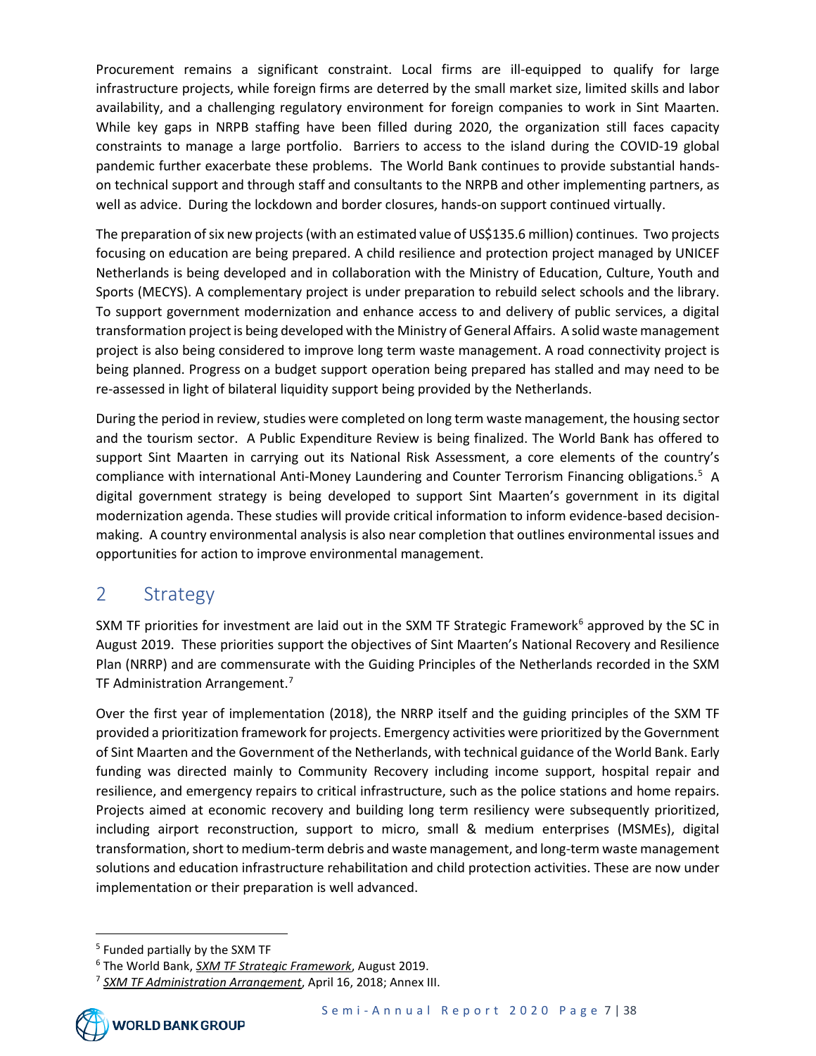Procurement remains a significant constraint. Local firms are ill-equipped to qualify for large infrastructure projects, while foreign firms are deterred by the small market size, limited skills and labor availability, and a challenging regulatory environment for foreign companies to work in Sint Maarten. While key gaps in NRPB staffing have been filled during 2020, the organization still faces capacity constraints to manage a large portfolio. Barriers to access to the island during the COVID-19 global pandemic further exacerbate these problems. The World Bank continues to provide substantial hands-on technical support and through staff and consultants to the NRPB and other implementing partners, as well as advice. During the lockdown and border closures, hands-on support continued virtually.

The preparation of six new projects (with an estimated value of US$135.6 million) continues. Two projects focusing on education are being prepared. A child resilience and protection project managed by UNICEF Netherlands is being developed and in collaboration with the Ministry of Education, Culture, Youth and Sports (MECYS). A complementary project is under preparation to rebuild select schools and the library. To support government modernization and enhance access to and delivery of public services, a digital transformation project is being developed with the Ministry of General Affairs. A solid waste management project is also being considered to improve long term waste management. A road connectivity project is being planned. Progress on a budget support operation being prepared has stalled and may need to be re-assessed in light of bilateral liquidity support being provided by the Netherlands.

During the period in review, studies were completed on long term waste management, the housing sector and the tourism sector. A Public Expenditure Review is being finalized. The World Bank has offered to support Sint Maarten in carrying out its National Risk Assessment, a core elements of the country's compliance with international Anti-Money Laundering and Counter Terrorism Financing obligations.[5] A digital government strategy is being developed to support Sint Maarten's government in its digital modernization agenda. These studies will provide critical information to inform evidence-based decision-making. A country environmental analysis is also near completion that outlines environmental issues and opportunities for action to improve environmental management.

## 2 Strategy

SXM TF priorities for investment are laid out in the SXM TF Strategic Framework[6] approved by the SC in August 2019. These priorities support the objectives of Sint Maarten's National Recovery and Resilience Plan (NRRP) and are commensurate with the Guiding Principles of the Netherlands recorded in the SXM TF Administration Arrangement.[7]

Over the first year of implementation (2018), the NRRP itself and the guiding principles of the SXM TF provided a prioritization framework for projects. Emergency activities were prioritized by the Government of Sint Maarten and the Government of the Netherlands, with technical guidance of the World Bank. Early funding was directed mainly to Community Recovery including income support, hospital repair and resilience, and emergency repairs to critical infrastructure, such as the police stations and home repairs. Projects aimed at economic recovery and building long term resiliency were subsequently prioritized, including airport reconstruction, support to micro, small & medium enterprises (MSMEs), digital transformation, short to medium-term debris and waste management, and long-term waste management solutions and education infrastructure rehabilitation and child protection activities. These are now under implementation or their preparation is well advanced.

---

[5] Funded partially by the SXM TF

[6] The World Bank, *SXM TF Strategic Framework*, August 2019.

[7] *SXM TF Administration Arrangement*, April 16, 2018; Annex III.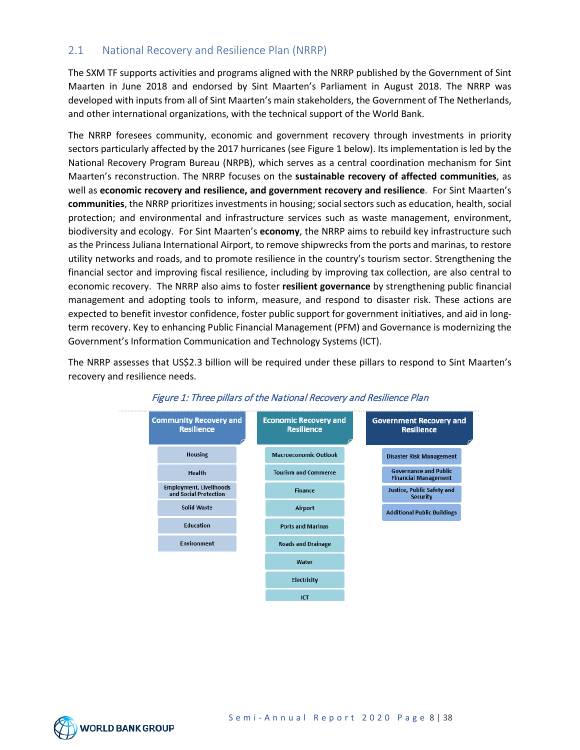## 2.1 National Recovery and Resilience Plan (NRRP)

The SXM TF supports activities and programs aligned with the NRRP published by the Government of Sint Maarten in June 2018 and endorsed by Sint Maarten's Parliament in August 2018. The NRRP was developed with inputs from all of Sint Maarten's main stakeholders, the Government of The Netherlands, and other international organizations, with the technical support of the World Bank.

The NRRP foresees community, economic and government recovery through investments in priority sectors particularly affected by the 2017 hurricanes (see Figure 1 below). Its implementation is led by the National Recovery Program Bureau (NRPB), which serves as a central coordination mechanism for Sint Maarten's reconstruction. The NRRP focuses on the **sustainable recovery of affected communities**, as well as **economic recovery and resilience, and government recovery and resilience**. For Sint Maarten's **communities**, the NRRP prioritizes investments in housing; social sectors such as education, health, social protection; and environmental and infrastructure services such as waste management, environment, biodiversity and ecology. For Sint Maarten's **economy**, the NRRP aims to rebuild key infrastructure such as the Princess Juliana International Airport, to remove shipwrecks from the ports and marinas, to restore utility networks and roads, and to promote resilience in the country's tourism sector. Strengthening the financial sector and improving fiscal resilience, including by improving tax collection, are also central to economic recovery. The NRRP also aims to foster **resilient governance** by strengthening public financial management and adopting tools to inform, measure, and respond to disaster risk. These actions are expected to benefit investor confidence, foster public support for government initiatives, and aid in long-term recovery. Key to enhancing Public Financial Management (PFM) and Governance is modernizing the Government's Information Communication and Technology Systems (ICT).

The NRRP assesses that US$2.3 billion will be required under these pillars to respond to Sint Maarten's recovery and resilience needs.

*Figure 1: Three pillars of the National Recovery and Resilience Plan*

| Community Recovery and Resilience | Economic Recovery and Resilience | Government Recovery and Resilience |
|---|---|---|
| Housing | Macroeconomic Outlook | Disaster Risk Management |
| Health | Tourism and Commerce | Governance and Public Financial Management |
| Employment, Livelihoods and Social Protection | Finance | Justice, Public Safety and Security |
| Solid Waste | Airport | Additional Public Buildings |
| Education | Ports and Marinas | |
| Environment | Roads and Drainage | |
| | Water | |
| | Electricity | |
| | ICT | |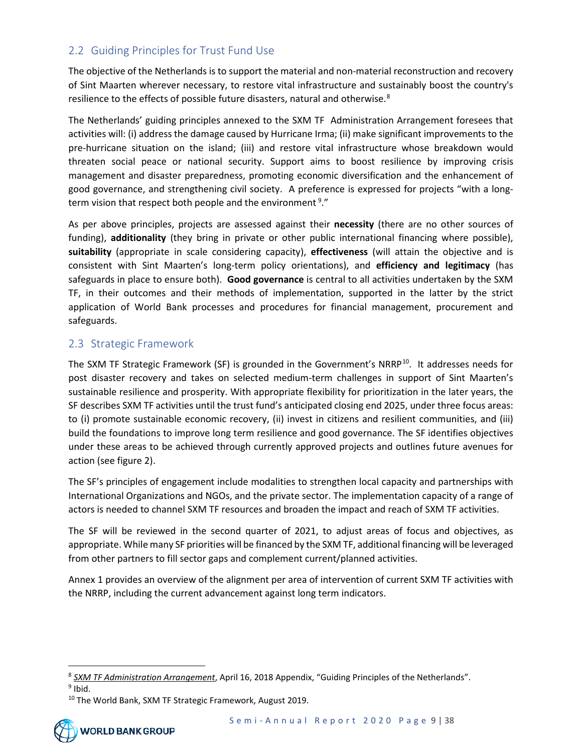## 2.2 Guiding Principles for Trust Fund Use

The objective of the Netherlands is to support the material and non-material reconstruction and recovery of Sint Maarten wherever necessary, to restore vital infrastructure and sustainably boost the country's resilience to the effects of possible future disasters, natural and otherwise.[8]

The Netherlands' guiding principles annexed to the SXM TF Administration Arrangement foresees that activities will: (i) address the damage caused by Hurricane Irma; (ii) make significant improvements to the pre-hurricane situation on the island; (iii) and restore vital infrastructure whose breakdown would threaten social peace or national security. Support aims to boost resilience by improving crisis management and disaster preparedness, promoting economic diversification and the enhancement of good governance, and strengthening civil society. A preference is expressed for projects "with a long-term vision that respect both people and the environment [9]."

As per above principles, projects are assessed against their **necessity** (there are no other sources of funding), **additionality** (they bring in private or other public international financing where possible), **suitability** (appropriate in scale considering capacity), **effectiveness** (will attain the objective and is consistent with Sint Maarten's long-term policy orientations), and **efficiency and legitimacy** (has safeguards in place to ensure both). **Good governance** is central to all activities undertaken by the SXM TF, in their outcomes and their methods of implementation, supported in the latter by the strict application of World Bank processes and procedures for financial management, procurement and safeguards.

## 2.3 Strategic Framework

The SXM TF Strategic Framework (SF) is grounded in the Government's NRRP[10]. It addresses needs for post disaster recovery and takes on selected medium-term challenges in support of Sint Maarten's sustainable resilience and prosperity. With appropriate flexibility for prioritization in the later years, the SF describes SXM TF activities until the trust fund's anticipated closing end 2025, under three focus areas: to (i) promote sustainable economic recovery, (ii) invest in citizens and resilient communities, and (iii) build the foundations to improve long term resilience and good governance. The SF identifies objectives under these areas to be achieved through currently approved projects and outlines future avenues for action (see figure 2).

The SF's principles of engagement include modalities to strengthen local capacity and partnerships with International Organizations and NGOs, and the private sector. The implementation capacity of a range of actors is needed to channel SXM TF resources and broaden the impact and reach of SXM TF activities.

The SF will be reviewed in the second quarter of 2021, to adjust areas of focus and objectives, as appropriate. While many SF priorities will be financed by the SXM TF, additional financing will be leveraged from other partners to fill sector gaps and complement current/planned activities.

Annex 1 provides an overview of the alignment per area of intervention of current SXM TF activities with the NRRP, including the current advancement against long term indicators.

---

[8] *SXM TF Administration Arrangement*, April 16, 2018 Appendix, "Guiding Principles of the Netherlands".

[9] Ibid.

[10] The World Bank, SXM TF Strategic Framework, August 2019.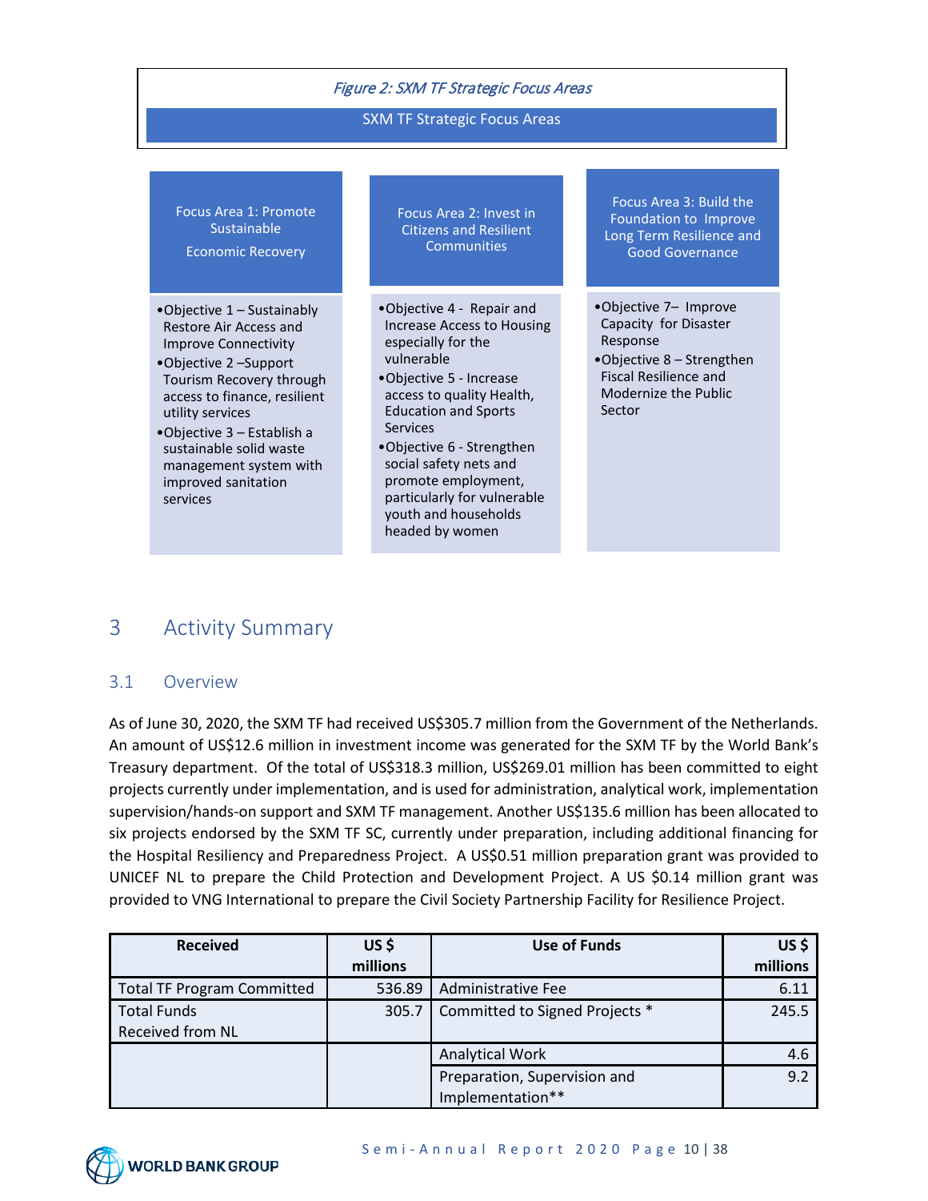*Figure 2: SXM TF Strategic Focus Areas*

**SXM TF Strategic Focus Areas**

**Focus Area 1: Promote Sustainable Economic Recovery**

- Objective 1 – Sustainably Restore Air Access and Improve Connectivity
- Objective 2 –Support Tourism Recovery through access to finance, resilient utility services
- Objective 3 – Establish a sustainable solid waste management system with improved sanitation services

**Focus Area 2: Invest in Citizens and Resilient Communities**

- Objective 4 - Repair and Increase Access to Housing especially for the vulnerable
- Objective 5 - Increase access to quality Health, Education and Sports Services
- Objective 6 - Strengthen social safety nets and promote employment, particularly for vulnerable youth and households headed by women

**Focus Area 3: Build the Foundation to Improve Long Term Resilience and Good Governance**

- Objective 7– Improve Capacity for Disaster Response
- Objective 8 – Strengthen Fiscal Resilience and Modernize the Public Sector

# 3 Activity Summary

## 3.1 Overview

As of June 30, 2020, the SXM TF had received US$305.7 million from the Government of the Netherlands. An amount of US$12.6 million in investment income was generated for the SXM TF by the World Bank's Treasury department. Of the total of US$318.3 million, US$269.01 million has been committed to eight projects currently under implementation, and is used for administration, analytical work, implementation supervision/hands-on support and SXM TF management. Another US$135.6 million has been allocated to six projects endorsed by the SXM TF SC, currently under preparation, including additional financing for the Hospital Resiliency and Preparedness Project. A US$0.51 million preparation grant was provided to UNICEF NL to prepare the Child Protection and Development Project. A US $0.14 million grant was provided to VNG International to prepare the Civil Society Partnership Facility for Resilience Project.

| Received | US $ millions | Use of Funds | US $ millions |
|---|---|---|---|
| Total TF Program Committed | 536.89 | Administrative Fee | 6.11 |
| Total Funds Received from NL | 305.7 | Committed to Signed Projects * | 245.5 |
| | | Analytical Work | 4.6 |
| | | Preparation, Supervision and Implementation** | 9.2 |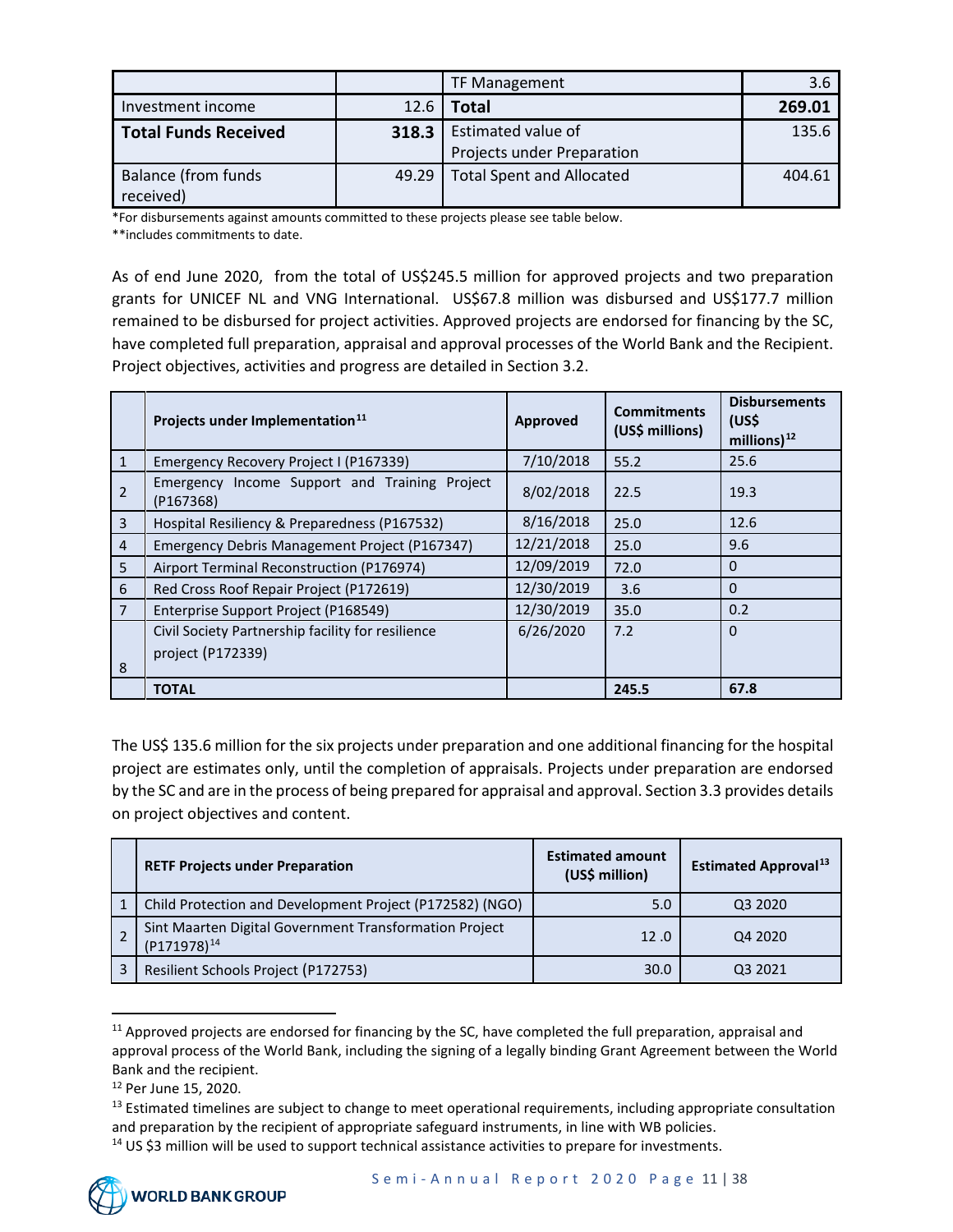| | | TF Management | 3.6 |
|---|---|---|---|
| Investment income | 12.6 | **Total** | **269.01** |
| **Total Funds Received** | **318.3** | Estimated value of Projects under Preparation | 135.6 |
| Balance (from funds received) | 49.29 | Total Spent and Allocated | 404.61 |

*For disbursements against amounts committed to these projects please see table below.
**includes commitments to date.

As of end June 2020, from the total of US$245.5 million for approved projects and two preparation grants for UNICEF NL and VNG International. US$67.8 million was disbursed and US$177.7 million remained to be disbursed for project activities. Approved projects are endorsed for financing by the SC, have completed full preparation, appraisal and approval processes of the World Bank and the Recipient. Project objectives, activities and progress are detailed in Section 3.2.

| | Projects under Implementation[11] | Approved | Commitments (US$ millions) | Disbursements (US$ millions)[12] |
|---|---|---|---|---|
| 1 | Emergency Recovery Project I (P167339) | 7/10/2018 | 55.2 | 25.6 |
| 2 | Emergency Income Support and Training Project (P167368) | 8/02/2018 | 22.5 | 19.3 |
| 3 | Hospital Resiliency & Preparedness (P167532) | 8/16/2018 | 25.0 | 12.6 |
| 4 | Emergency Debris Management Project (P167347) | 12/21/2018 | 25.0 | 9.6 |
| 5 | Airport Terminal Reconstruction (P176974) | 12/09/2019 | 72.0 | 0 |
| 6 | Red Cross Roof Repair Project (P172619) | 12/30/2019 | 3.6 | 0 |
| 7 | Enterprise Support Project (P168549) | 12/30/2019 | 35.0 | 0.2 |
| 8 | Civil Society Partnership facility for resilience project (P172339) | 6/26/2020 | 7.2 | 0 |
| | **TOTAL** | | **245.5** | **67.8** |

The US$ 135.6 million for the six projects under preparation and one additional financing for the hospital project are estimates only, until the completion of appraisals. Projects under preparation are endorsed by the SC and are in the process of being prepared for appraisal and approval. Section 3.3 provides details on project objectives and content.

| | RETF Projects under Preparation | Estimated amount (US$ million) | Estimated Approval[13] |
|---|---|---|---|
| 1 | Child Protection and Development Project (P172582) (NGO) | 5.0 | Q3 2020 |
| 2 | Sint Maarten Digital Government Transformation Project (P171978)[14] | 12 .0 | Q4 2020 |
| 3 | Resilient Schools Project (P172753) | 30.0 | Q3 2021 |

[11] Approved projects are endorsed for financing by the SC, have completed the full preparation, appraisal and approval process of the World Bank, including the signing of a legally binding Grant Agreement between the World Bank and the recipient.

[12] Per June 15, 2020.

[13] Estimated timelines are subject to change to meet operational requirements, including appropriate consultation and preparation by the recipient of appropriate safeguard instruments, in line with WB policies.

[14] US $3 million will be used to support technical assistance activities to prepare for investments.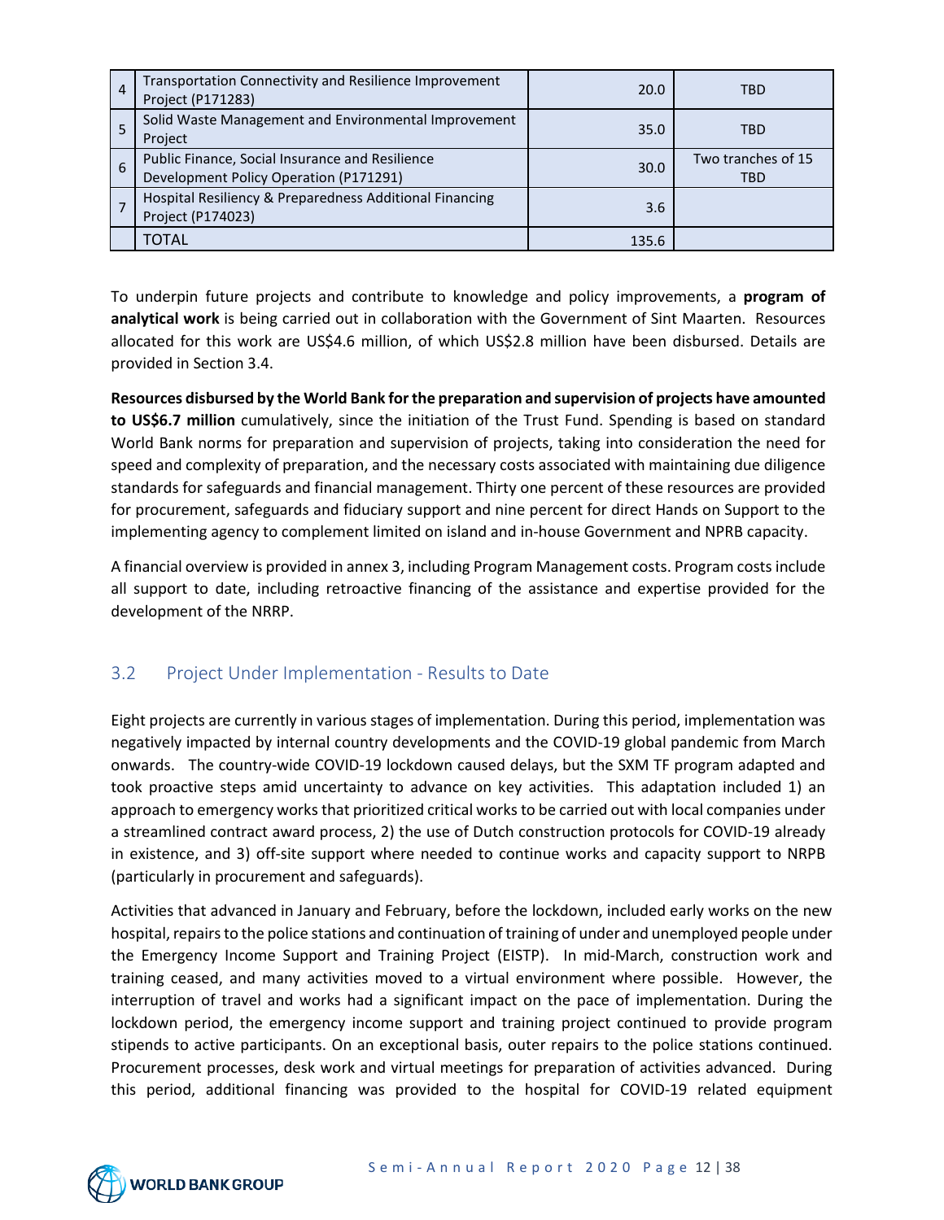| 4 | Transportation Connectivity and Resilience Improvement Project (P171283) | 20.0 | TBD |
|---|---|---|---|
| 5 | Solid Waste Management and Environmental Improvement Project | 35.0 | TBD |
| 6 | Public Finance, Social Insurance and Resilience Development Policy Operation (P171291) | 30.0 | Two tranches of 15 TBD |
| 7 | Hospital Resiliency & Preparedness Additional Financing Project (P174023) | 3.6 | |
| | TOTAL | 135.6 | |

To underpin future projects and contribute to knowledge and policy improvements, a **program of analytical work** is being carried out in collaboration with the Government of Sint Maarten. Resources allocated for this work are US$4.6 million, of which US$2.8 million have been disbursed. Details are provided in Section 3.4.

**Resources disbursed by the World Bank for the preparation and supervision of projects have amounted to US$6.7 million** cumulatively, since the initiation of the Trust Fund. Spending is based on standard World Bank norms for preparation and supervision of projects, taking into consideration the need for speed and complexity of preparation, and the necessary costs associated with maintaining due diligence standards for safeguards and financial management. Thirty one percent of these resources are provided for procurement, safeguards and fiduciary support and nine percent for direct Hands on Support to the implementing agency to complement limited on island and in-house Government and NPRB capacity.

A financial overview is provided in annex 3, including Program Management costs. Program costs include all support to date, including retroactive financing of the assistance and expertise provided for the development of the NRRP.

## 3.2 Project Under Implementation - Results to Date

Eight projects are currently in various stages of implementation. During this period, implementation was negatively impacted by internal country developments and the COVID-19 global pandemic from March onwards. The country-wide COVID-19 lockdown caused delays, but the SXM TF program adapted and took proactive steps amid uncertainty to advance on key activities. This adaptation included 1) an approach to emergency works that prioritized critical works to be carried out with local companies under a streamlined contract award process, 2) the use of Dutch construction protocols for COVID-19 already in existence, and 3) off-site support where needed to continue works and capacity support to NRPB (particularly in procurement and safeguards).

Activities that advanced in January and February, before the lockdown, included early works on the new hospital, repairs to the police stations and continuation of training of under and unemployed people under the Emergency Income Support and Training Project (EISTP). In mid-March, construction work and training ceased, and many activities moved to a virtual environment where possible. However, the interruption of travel and works had a significant impact on the pace of implementation. During the lockdown period, the emergency income support and training project continued to provide program stipends to active participants. On an exceptional basis, outer repairs to the police stations continued. Procurement processes, desk work and virtual meetings for preparation of activities advanced. During this period, additional financing was provided to the hospital for COVID-19 related equipment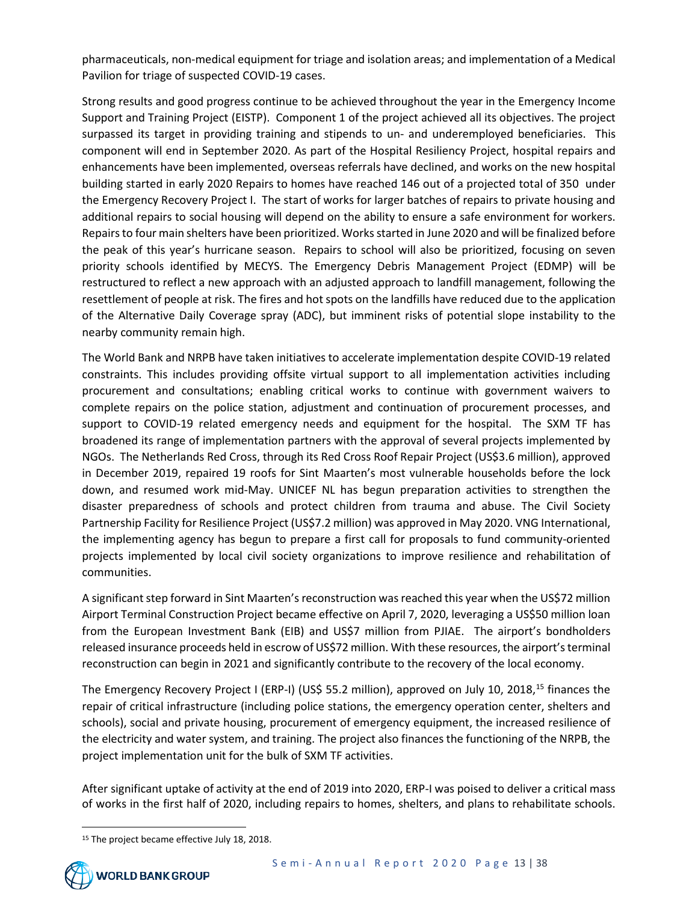pharmaceuticals, non-medical equipment for triage and isolation areas; and implementation of a Medical Pavilion for triage of suspected COVID-19 cases.

Strong results and good progress continue to be achieved throughout the year in the Emergency Income Support and Training Project (EISTP). Component 1 of the project achieved all its objectives. The project surpassed its target in providing training and stipends to un- and underemployed beneficiaries. This component will end in September 2020. As part of the Hospital Resiliency Project, hospital repairs and enhancements have been implemented, overseas referrals have declined, and works on the new hospital building started in early 2020 Repairs to homes have reached 146 out of a projected total of 350 under the Emergency Recovery Project I. The start of works for larger batches of repairs to private housing and additional repairs to social housing will depend on the ability to ensure a safe environment for workers. Repairs to four main shelters have been prioritized. Works started in June 2020 and will be finalized before the peak of this year's hurricane season. Repairs to school will also be prioritized, focusing on seven priority schools identified by MECYS. The Emergency Debris Management Project (EDMP) will be restructured to reflect a new approach with an adjusted approach to landfill management, following the resettlement of people at risk. The fires and hot spots on the landfills have reduced due to the application of the Alternative Daily Coverage spray (ADC), but imminent risks of potential slope instability to the nearby community remain high.

The World Bank and NRPB have taken initiatives to accelerate implementation despite COVID-19 related constraints. This includes providing offsite virtual support to all implementation activities including procurement and consultations; enabling critical works to continue with government waivers to complete repairs on the police station, adjustment and continuation of procurement processes, and support to COVID-19 related emergency needs and equipment for the hospital. The SXM TF has broadened its range of implementation partners with the approval of several projects implemented by NGOs. The Netherlands Red Cross, through its Red Cross Roof Repair Project (US$3.6 million), approved in December 2019, repaired 19 roofs for Sint Maarten's most vulnerable households before the lock down, and resumed work mid-May. UNICEF NL has begun preparation activities to strengthen the disaster preparedness of schools and protect children from trauma and abuse. The Civil Society Partnership Facility for Resilience Project (US$7.2 million) was approved in May 2020. VNG International, the implementing agency has begun to prepare a first call for proposals to fund community-oriented projects implemented by local civil society organizations to improve resilience and rehabilitation of communities.

A significant step forward in Sint Maarten's reconstruction was reached this year when the US$72 million Airport Terminal Construction Project became effective on April 7, 2020, leveraging a US$50 million loan from the European Investment Bank (EIB) and US$7 million from PJIAE. The airport's bondholders released insurance proceeds held in escrow of US$72 million. With these resources, the airport's terminal reconstruction can begin in 2021 and significantly contribute to the recovery of the local economy.

The Emergency Recovery Project I (ERP-I) (US$ 55.2 million), approved on July 10, 2018,[15] finances the repair of critical infrastructure (including police stations, the emergency operation center, shelters and schools), social and private housing, procurement of emergency equipment, the increased resilience of the electricity and water system, and training. The project also finances the functioning of the NRPB, the project implementation unit for the bulk of SXM TF activities.

After significant uptake of activity at the end of 2019 into 2020, ERP-I was poised to deliver a critical mass of works in the first half of 2020, including repairs to homes, shelters, and plans to rehabilitate schools.

[15] The project became effective July 18, 2018.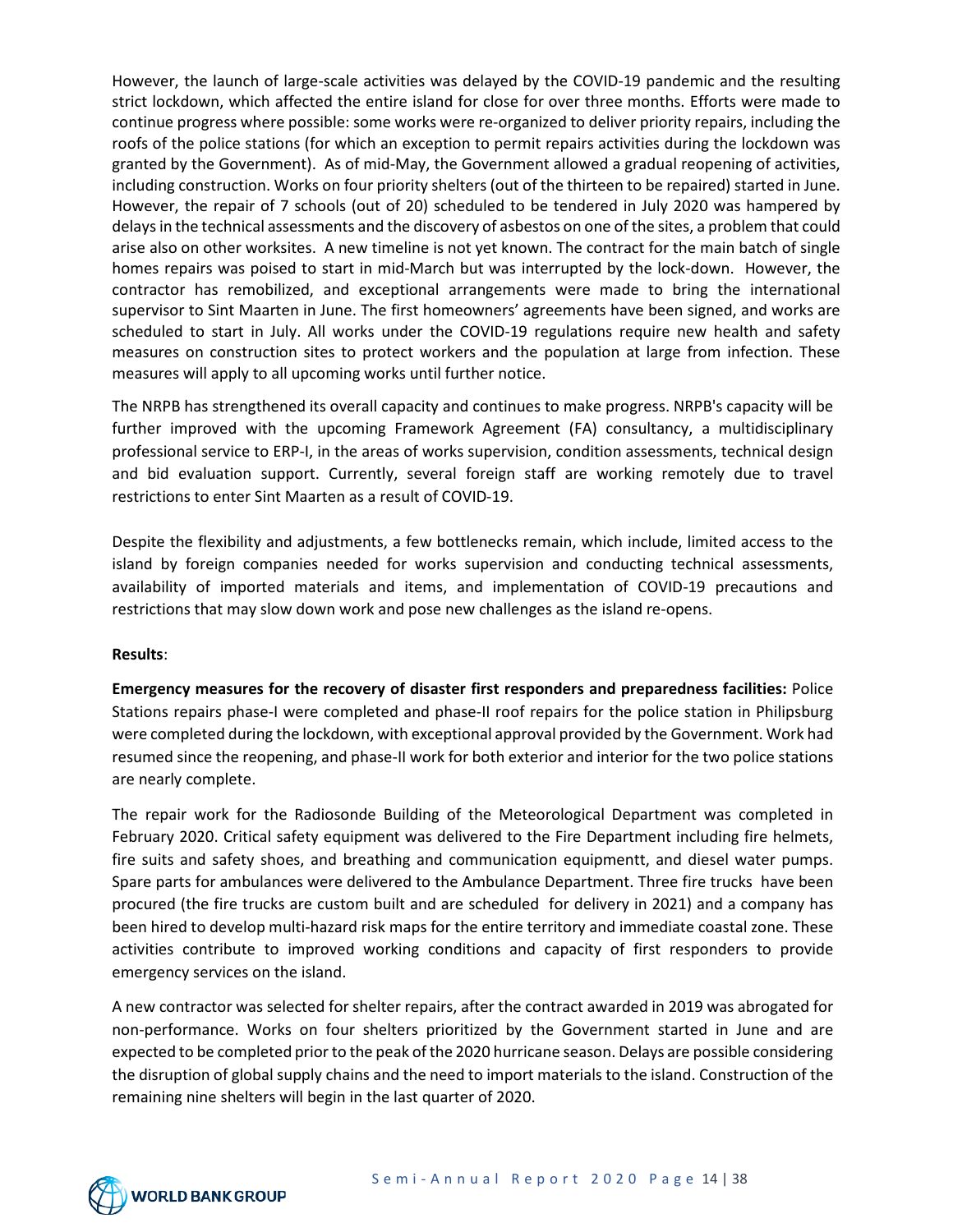However, the launch of large-scale activities was delayed by the COVID-19 pandemic and the resulting strict lockdown, which affected the entire island for close for over three months. Efforts were made to continue progress where possible: some works were re-organized to deliver priority repairs, including the roofs of the police stations (for which an exception to permit repairs activities during the lockdown was granted by the Government). As of mid-May, the Government allowed a gradual reopening of activities, including construction. Works on four priority shelters (out of the thirteen to be repaired) started in June. However, the repair of 7 schools (out of 20) scheduled to be tendered in July 2020 was hampered by delays in the technical assessments and the discovery of asbestos on one of the sites, a problem that could arise also on other worksites. A new timeline is not yet known. The contract for the main batch of single homes repairs was poised to start in mid-March but was interrupted by the lock-down. However, the contractor has remobilized, and exceptional arrangements were made to bring the international supervisor to Sint Maarten in June. The first homeowners' agreements have been signed, and works are scheduled to start in July. All works under the COVID-19 regulations require new health and safety measures on construction sites to protect workers and the population at large from infection. These measures will apply to all upcoming works until further notice.

The NRPB has strengthened its overall capacity and continues to make progress. NRPB's capacity will be further improved with the upcoming Framework Agreement (FA) consultancy, a multidisciplinary professional service to ERP-I, in the areas of works supervision, condition assessments, technical design and bid evaluation support. Currently, several foreign staff are working remotely due to travel restrictions to enter Sint Maarten as a result of COVID-19.

Despite the flexibility and adjustments, a few bottlenecks remain, which include, limited access to the island by foreign companies needed for works supervision and conducting technical assessments, availability of imported materials and items, and implementation of COVID-19 precautions and restrictions that may slow down work and pose new challenges as the island re-opens.

**Results**:

**Emergency measures for the recovery of disaster first responders and preparedness facilities:** Police Stations repairs phase-I were completed and phase-II roof repairs for the police station in Philipsburg were completed during the lockdown, with exceptional approval provided by the Government. Work had resumed since the reopening, and phase-II work for both exterior and interior for the two police stations are nearly complete.

The repair work for the Radiosonde Building of the Meteorological Department was completed in February 2020. Critical safety equipment was delivered to the Fire Department including fire helmets, fire suits and safety shoes, and breathing and communication equipmentt, and diesel water pumps. Spare parts for ambulances were delivered to the Ambulance Department. Three fire trucks have been procured (the fire trucks are custom built and are scheduled for delivery in 2021) and a company has been hired to develop multi-hazard risk maps for the entire territory and immediate coastal zone. These activities contribute to improved working conditions and capacity of first responders to provide emergency services on the island.

A new contractor was selected for shelter repairs, after the contract awarded in 2019 was abrogated for non-performance. Works on four shelters prioritized by the Government started in June and are expected to be completed prior to the peak of the 2020 hurricane season. Delays are possible considering the disruption of global supply chains and the need to import materials to the island. Construction of the remaining nine shelters will begin in the last quarter of 2020.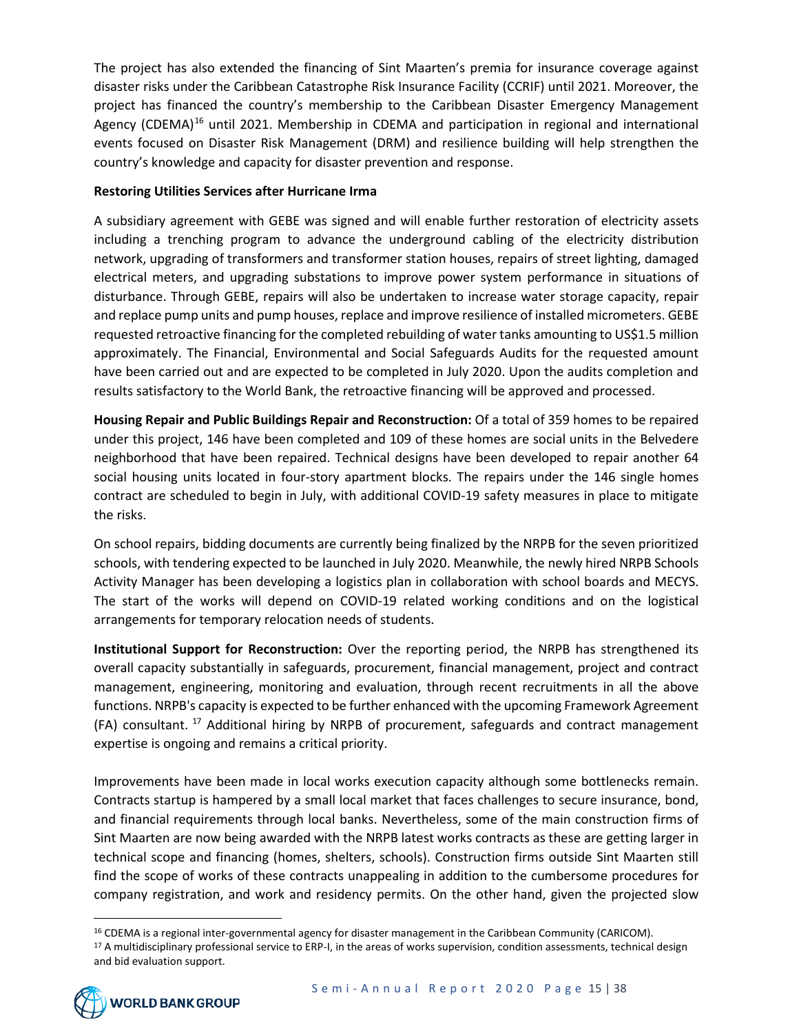The project has also extended the financing of Sint Maarten's premia for insurance coverage against disaster risks under the Caribbean Catastrophe Risk Insurance Facility (CCRIF) until 2021. Moreover, the project has financed the country's membership to the Caribbean Disaster Emergency Management Agency (CDEMA)[16] until 2021. Membership in CDEMA and participation in regional and international events focused on Disaster Risk Management (DRM) and resilience building will help strengthen the country's knowledge and capacity for disaster prevention and response.

**Restoring Utilities Services after Hurricane Irma**

A subsidiary agreement with GEBE was signed and will enable further restoration of electricity assets including a trenching program to advance the underground cabling of the electricity distribution network, upgrading of transformers and transformer station houses, repairs of street lighting, damaged electrical meters, and upgrading substations to improve power system performance in situations of disturbance. Through GEBE, repairs will also be undertaken to increase water storage capacity, repair and replace pump units and pump houses, replace and improve resilience of installed micrometers. GEBE requested retroactive financing for the completed rebuilding of water tanks amounting to US$1.5 million approximately. The Financial, Environmental and Social Safeguards Audits for the requested amount have been carried out and are expected to be completed in July 2020. Upon the audits completion and results satisfactory to the World Bank, the retroactive financing will be approved and processed.

**Housing Repair and Public Buildings Repair and Reconstruction:** Of a total of 359 homes to be repaired under this project, 146 have been completed and 109 of these homes are social units in the Belvedere neighborhood that have been repaired. Technical designs have been developed to repair another 64 social housing units located in four-story apartment blocks. The repairs under the 146 single homes contract are scheduled to begin in July, with additional COVID-19 safety measures in place to mitigate the risks.

On school repairs, bidding documents are currently being finalized by the NRPB for the seven prioritized schools, with tendering expected to be launched in July 2020. Meanwhile, the newly hired NRPB Schools Activity Manager has been developing a logistics plan in collaboration with school boards and MECYS. The start of the works will depend on COVID-19 related working conditions and on the logistical arrangements for temporary relocation needs of students.

**Institutional Support for Reconstruction:** Over the reporting period, the NRPB has strengthened its overall capacity substantially in safeguards, procurement, financial management, project and contract management, engineering, monitoring and evaluation, through recent recruitments in all the above functions. NRPB's capacity is expected to be further enhanced with the upcoming Framework Agreement (FA) consultant. [17] Additional hiring by NRPB of procurement, safeguards and contract management expertise is ongoing and remains a critical priority.

Improvements have been made in local works execution capacity although some bottlenecks remain. Contracts startup is hampered by a small local market that faces challenges to secure insurance, bond, and financial requirements through local banks. Nevertheless, some of the main construction firms of Sint Maarten are now being awarded with the NRPB latest works contracts as these are getting larger in technical scope and financing (homes, shelters, schools). Construction firms outside Sint Maarten still find the scope of works of these contracts unappealing in addition to the cumbersome procedures for company registration, and work and residency permits. On the other hand, given the projected slow

[16] CDEMA is a regional inter-governmental agency for disaster management in the Caribbean Community (CARICOM).

[17] A multidisciplinary professional service to ERP-I, in the areas of works supervision, condition assessments, technical design and bid evaluation support.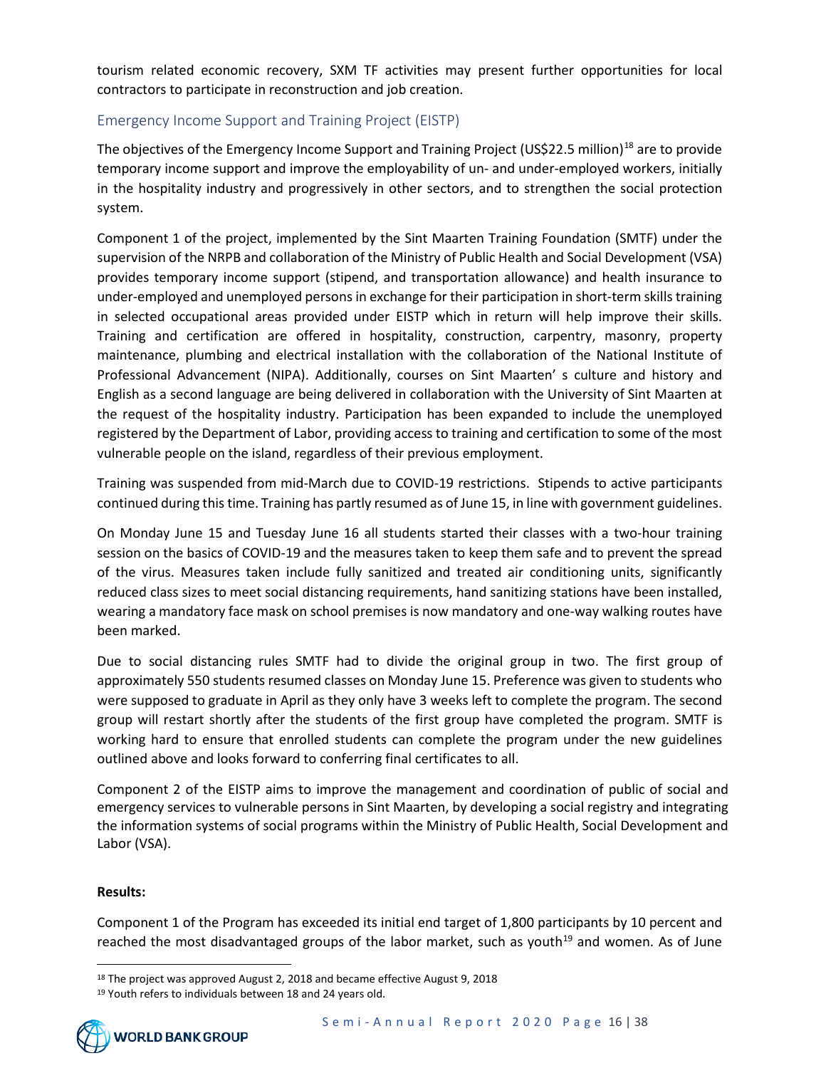tourism related economic recovery, SXM TF activities may present further opportunities for local contractors to participate in reconstruction and job creation.

## Emergency Income Support and Training Project (EISTP)

The objectives of the Emergency Income Support and Training Project (US$22.5 million)[18] are to provide temporary income support and improve the employability of un- and under-employed workers, initially in the hospitality industry and progressively in other sectors, and to strengthen the social protection system.

Component 1 of the project, implemented by the Sint Maarten Training Foundation (SMTF) under the supervision of the NRPB and collaboration of the Ministry of Public Health and Social Development (VSA) provides temporary income support (stipend, and transportation allowance) and health insurance to under-employed and unemployed persons in exchange for their participation in short-term skills training in selected occupational areas provided under EISTP which in return will help improve their skills. Training and certification are offered in hospitality, construction, carpentry, masonry, property maintenance, plumbing and electrical installation with the collaboration of the National Institute of Professional Advancement (NIPA). Additionally, courses on Sint Maarten' s culture and history and English as a second language are being delivered in collaboration with the University of Sint Maarten at the request of the hospitality industry. Participation has been expanded to include the unemployed registered by the Department of Labor, providing access to training and certification to some of the most vulnerable people on the island, regardless of their previous employment.

Training was suspended from mid-March due to COVID-19 restrictions. Stipends to active participants continued during this time. Training has partly resumed as of June 15, in line with government guidelines.

On Monday June 15 and Tuesday June 16 all students started their classes with a two-hour training session on the basics of COVID-19 and the measures taken to keep them safe and to prevent the spread of the virus. Measures taken include fully sanitized and treated air conditioning units, significantly reduced class sizes to meet social distancing requirements, hand sanitizing stations have been installed, wearing a mandatory face mask on school premises is now mandatory and one-way walking routes have been marked.

Due to social distancing rules SMTF had to divide the original group in two. The first group of approximately 550 students resumed classes on Monday June 15. Preference was given to students who were supposed to graduate in April as they only have 3 weeks left to complete the program. The second group will restart shortly after the students of the first group have completed the program. SMTF is working hard to ensure that enrolled students can complete the program under the new guidelines outlined above and looks forward to conferring final certificates to all.

Component 2 of the EISTP aims to improve the management and coordination of public of social and emergency services to vulnerable persons in Sint Maarten, by developing a social registry and integrating the information systems of social programs within the Ministry of Public Health, Social Development and Labor (VSA).

**Results:**

Component 1 of the Program has exceeded its initial end target of 1,800 participants by 10 percent and reached the most disadvantaged groups of the labor market, such as youth[19] and women. As of June

[18] The project was approved August 2, 2018 and became effective August 9, 2018

[19] Youth refers to individuals between 18 and 24 years old.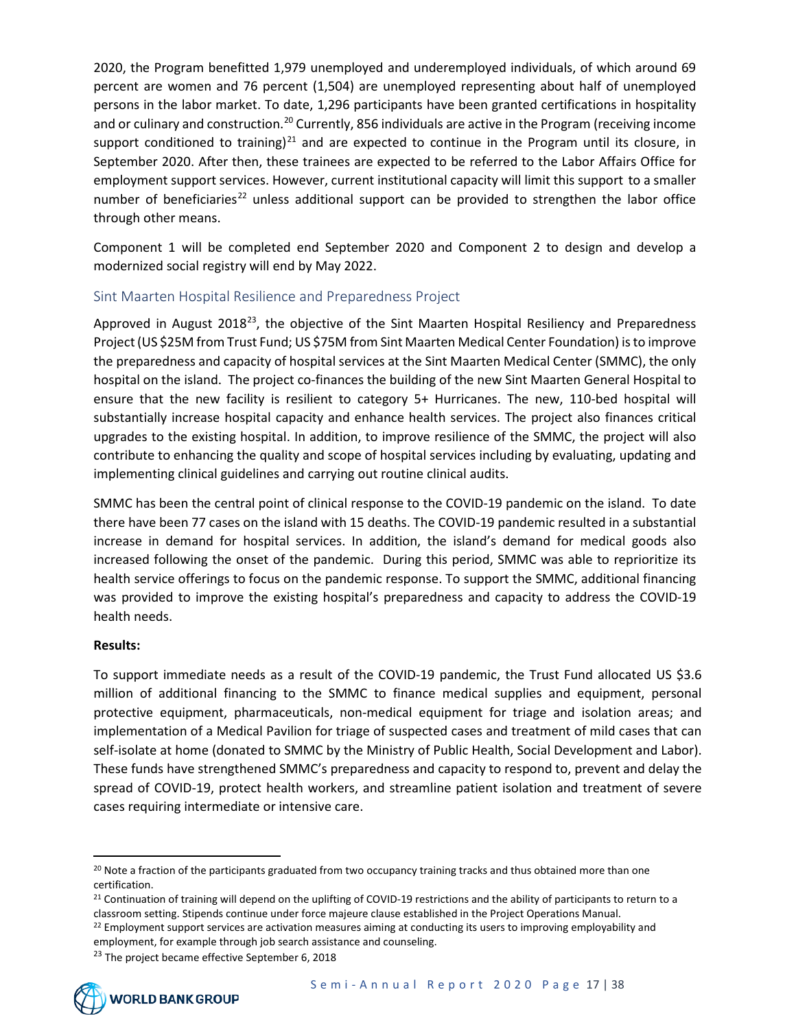2020, the Program benefitted 1,979 unemployed and underemployed individuals, of which around 69 percent are women and 76 percent (1,504) are unemployed representing about half of unemployed persons in the labor market. To date, 1,296 participants have been granted certifications in hospitality and or culinary and construction.[20] Currently, 856 individuals are active in the Program (receiving income support conditioned to training)[21] and are expected to continue in the Program until its closure, in September 2020. After then, these trainees are expected to be referred to the Labor Affairs Office for employment support services. However, current institutional capacity will limit this support to a smaller number of beneficiaries[22] unless additional support can be provided to strengthen the labor office through other means.

Component 1 will be completed end September 2020 and Component 2 to design and develop a modernized social registry will end by May 2022.

## Sint Maarten Hospital Resilience and Preparedness Project

Approved in August 2018[23], the objective of the Sint Maarten Hospital Resiliency and Preparedness Project (US $25M from Trust Fund; US $75M from Sint Maarten Medical Center Foundation) is to improve the preparedness and capacity of hospital services at the Sint Maarten Medical Center (SMMC), the only hospital on the island. The project co-finances the building of the new Sint Maarten General Hospital to ensure that the new facility is resilient to category 5+ Hurricanes. The new, 110-bed hospital will substantially increase hospital capacity and enhance health services. The project also finances critical upgrades to the existing hospital. In addition, to improve resilience of the SMMC, the project will also contribute to enhancing the quality and scope of hospital services including by evaluating, updating and implementing clinical guidelines and carrying out routine clinical audits.

SMMC has been the central point of clinical response to the COVID-19 pandemic on the island. To date there have been 77 cases on the island with 15 deaths. The COVID-19 pandemic resulted in a substantial increase in demand for hospital services. In addition, the island's demand for medical goods also increased following the onset of the pandemic. During this period, SMMC was able to reprioritize its health service offerings to focus on the pandemic response. To support the SMMC, additional financing was provided to improve the existing hospital's preparedness and capacity to address the COVID-19 health needs.

**Results:**

To support immediate needs as a result of the COVID-19 pandemic, the Trust Fund allocated US $3.6 million of additional financing to the SMMC to finance medical supplies and equipment, personal protective equipment, pharmaceuticals, non-medical equipment for triage and isolation areas; and implementation of a Medical Pavilion for triage of suspected cases and treatment of mild cases that can self-isolate at home (donated to SMMC by the Ministry of Public Health, Social Development and Labor). These funds have strengthened SMMC's preparedness and capacity to respond to, prevent and delay the spread of COVID-19, protect health workers, and streamline patient isolation and treatment of severe cases requiring intermediate or intensive care.

---

[20] Note a fraction of the participants graduated from two occupancy training tracks and thus obtained more than one certification.

[21] Continuation of training will depend on the uplifting of COVID-19 restrictions and the ability of participants to return to a classroom setting. Stipends continue under force majeure clause established in the Project Operations Manual.

[22] Employment support services are activation measures aiming at conducting its users to improving employability and employment, for example through job search assistance and counseling.

[23] The project became effective September 6, 2018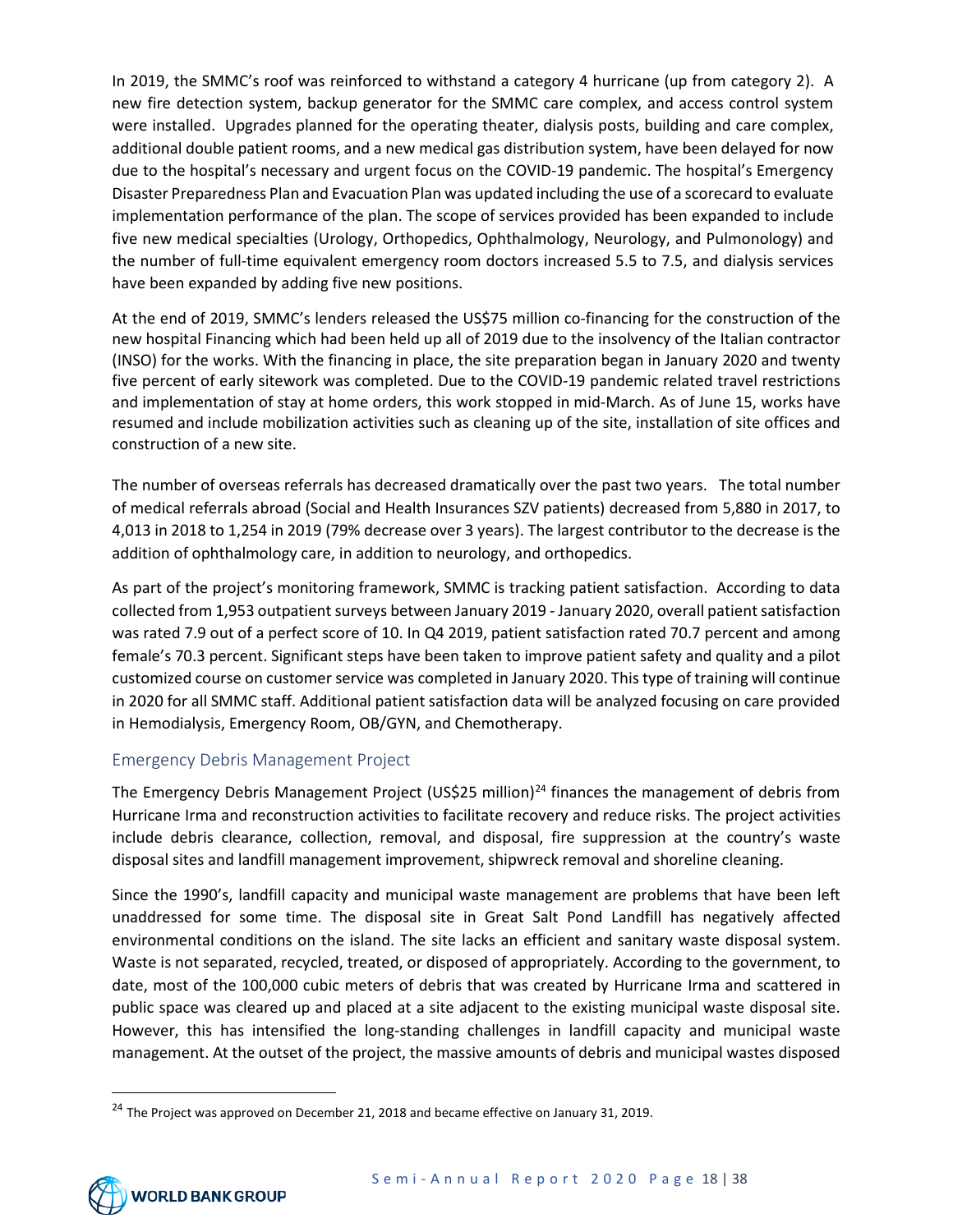In 2019, the SMMC's roof was reinforced to withstand a category 4 hurricane (up from category 2). A new fire detection system, backup generator for the SMMC care complex, and access control system were installed. Upgrades planned for the operating theater, dialysis posts, building and care complex, additional double patient rooms, and a new medical gas distribution system, have been delayed for now due to the hospital's necessary and urgent focus on the COVID-19 pandemic. The hospital's Emergency Disaster Preparedness Plan and Evacuation Plan was updated including the use of a scorecard to evaluate implementation performance of the plan. The scope of services provided has been expanded to include five new medical specialties (Urology, Orthopedics, Ophthalmology, Neurology, and Pulmonology) and the number of full-time equivalent emergency room doctors increased 5.5 to 7.5, and dialysis services have been expanded by adding five new positions.

At the end of 2019, SMMC's lenders released the US$75 million co-financing for the construction of the new hospital Financing which had been held up all of 2019 due to the insolvency of the Italian contractor (INSO) for the works. With the financing in place, the site preparation began in January 2020 and twenty five percent of early sitework was completed. Due to the COVID-19 pandemic related travel restrictions and implementation of stay at home orders, this work stopped in mid-March. As of June 15, works have resumed and include mobilization activities such as cleaning up of the site, installation of site offices and construction of a new site.

The number of overseas referrals has decreased dramatically over the past two years. The total number of medical referrals abroad (Social and Health Insurances SZV patients) decreased from 5,880 in 2017, to 4,013 in 2018 to 1,254 in 2019 (79% decrease over 3 years). The largest contributor to the decrease is the addition of ophthalmology care, in addition to neurology, and orthopedics.

As part of the project's monitoring framework, SMMC is tracking patient satisfaction. According to data collected from 1,953 outpatient surveys between January 2019 - January 2020, overall patient satisfaction was rated 7.9 out of a perfect score of 10. In Q4 2019, patient satisfaction rated 70.7 percent and among female's 70.3 percent. Significant steps have been taken to improve patient safety and quality and a pilot customized course on customer service was completed in January 2020. This type of training will continue in 2020 for all SMMC staff. Additional patient satisfaction data will be analyzed focusing on care provided in Hemodialysis, Emergency Room, OB/GYN, and Chemotherapy.

### Emergency Debris Management Project

The Emergency Debris Management Project (US$25 million)[24] finances the management of debris from Hurricane Irma and reconstruction activities to facilitate recovery and reduce risks. The project activities include debris clearance, collection, removal, and disposal, fire suppression at the country's waste disposal sites and landfill management improvement, shipwreck removal and shoreline cleaning.

Since the 1990's, landfill capacity and municipal waste management are problems that have been left unaddressed for some time. The disposal site in Great Salt Pond Landfill has negatively affected environmental conditions on the island. The site lacks an efficient and sanitary waste disposal system. Waste is not separated, recycled, treated, or disposed of appropriately. According to the government, to date, most of the 100,000 cubic meters of debris that was created by Hurricane Irma and scattered in public space was cleared up and placed at a site adjacent to the existing municipal waste disposal site. However, this has intensified the long-standing challenges in landfill capacity and municipal waste management. At the outset of the project, the massive amounts of debris and municipal wastes disposed

[24] The Project was approved on December 21, 2018 and became effective on January 31, 2019.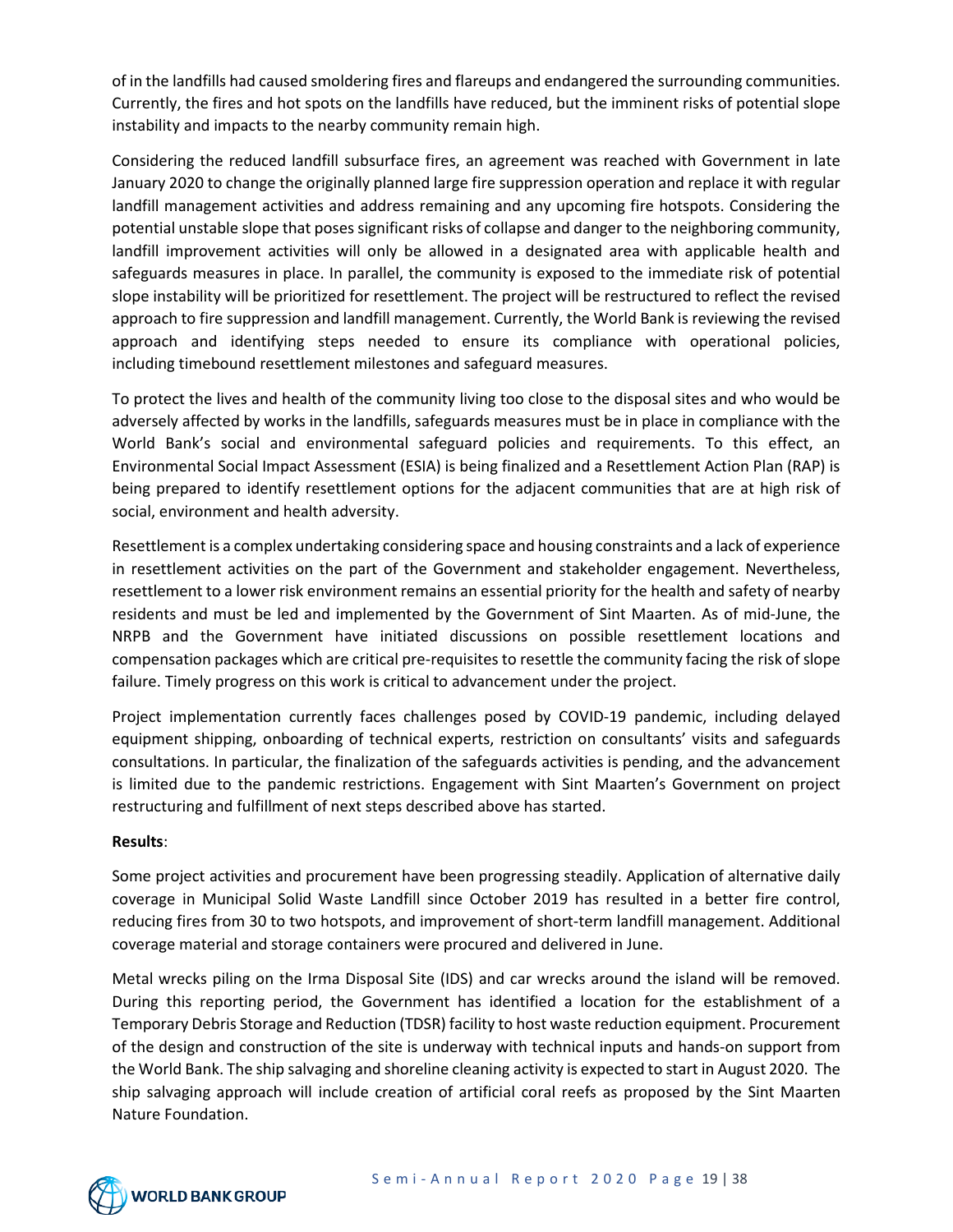of in the landfills had caused smoldering fires and flareups and endangered the surrounding communities. Currently, the fires and hot spots on the landfills have reduced, but the imminent risks of potential slope instability and impacts to the nearby community remain high.

Considering the reduced landfill subsurface fires, an agreement was reached with Government in late January 2020 to change the originally planned large fire suppression operation and replace it with regular landfill management activities and address remaining and any upcoming fire hotspots. Considering the potential unstable slope that poses significant risks of collapse and danger to the neighboring community, landfill improvement activities will only be allowed in a designated area with applicable health and safeguards measures in place. In parallel, the community is exposed to the immediate risk of potential slope instability will be prioritized for resettlement. The project will be restructured to reflect the revised approach to fire suppression and landfill management. Currently, the World Bank is reviewing the revised approach and identifying steps needed to ensure its compliance with operational policies, including timebound resettlement milestones and safeguard measures.

To protect the lives and health of the community living too close to the disposal sites and who would be adversely affected by works in the landfills, safeguards measures must be in place in compliance with the World Bank's social and environmental safeguard policies and requirements. To this effect, an Environmental Social Impact Assessment (ESIA) is being finalized and a Resettlement Action Plan (RAP) is being prepared to identify resettlement options for the adjacent communities that are at high risk of social, environment and health adversity.

Resettlement is a complex undertaking considering space and housing constraints and a lack of experience in resettlement activities on the part of the Government and stakeholder engagement. Nevertheless, resettlement to a lower risk environment remains an essential priority for the health and safety of nearby residents and must be led and implemented by the Government of Sint Maarten. As of mid-June, the NRPB and the Government have initiated discussions on possible resettlement locations and compensation packages which are critical pre-requisites to resettle the community facing the risk of slope failure. Timely progress on this work is critical to advancement under the project.

Project implementation currently faces challenges posed by COVID-19 pandemic, including delayed equipment shipping, onboarding of technical experts, restriction on consultants' visits and safeguards consultations. In particular, the finalization of the safeguards activities is pending, and the advancement is limited due to the pandemic restrictions. Engagement with Sint Maarten's Government on project restructuring and fulfillment of next steps described above has started.

**Results**:

Some project activities and procurement have been progressing steadily. Application of alternative daily coverage in Municipal Solid Waste Landfill since October 2019 has resulted in a better fire control, reducing fires from 30 to two hotspots, and improvement of short-term landfill management. Additional coverage material and storage containers were procured and delivered in June.

Metal wrecks piling on the Irma Disposal Site (IDS) and car wrecks around the island will be removed. During this reporting period, the Government has identified a location for the establishment of a Temporary Debris Storage and Reduction (TDSR) facility to host waste reduction equipment. Procurement of the design and construction of the site is underway with technical inputs and hands-on support from the World Bank. The ship salvaging and shoreline cleaning activity is expected to start in August 2020. The ship salvaging approach will include creation of artificial coral reefs as proposed by the Sint Maarten Nature Foundation.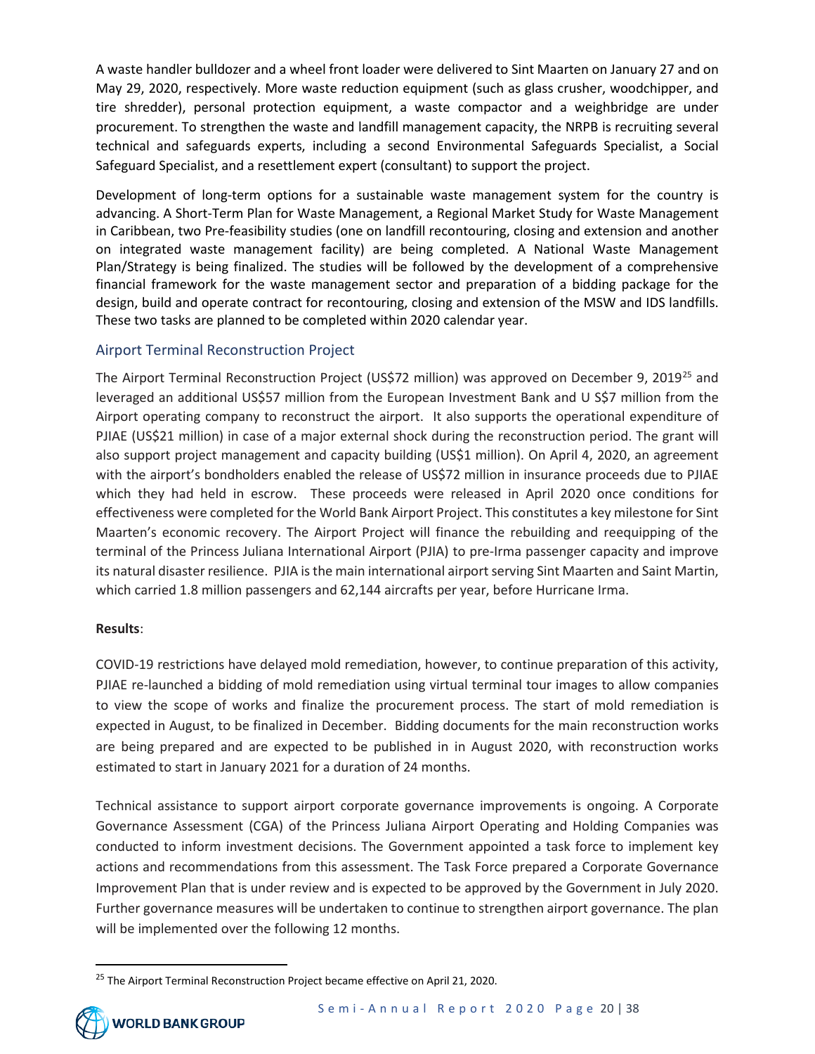A waste handler bulldozer and a wheel front loader were delivered to Sint Maarten on January 27 and on May 29, 2020, respectively. More waste reduction equipment (such as glass crusher, woodchipper, and tire shredder), personal protection equipment, a waste compactor and a weighbridge are under procurement. To strengthen the waste and landfill management capacity, the NRPB is recruiting several technical and safeguards experts, including a second Environmental Safeguards Specialist, a Social Safeguard Specialist, and a resettlement expert (consultant) to support the project.

Development of long-term options for a sustainable waste management system for the country is advancing. A Short-Term Plan for Waste Management, a Regional Market Study for Waste Management in Caribbean, two Pre-feasibility studies (one on landfill recontouring, closing and extension and another on integrated waste management facility) are being completed. A National Waste Management Plan/Strategy is being finalized. The studies will be followed by the development of a comprehensive financial framework for the waste management sector and preparation of a bidding package for the design, build and operate contract for recontouring, closing and extension of the MSW and IDS landfills. These two tasks are planned to be completed within 2020 calendar year.

## Airport Terminal Reconstruction Project

The Airport Terminal Reconstruction Project (US$72 million) was approved on December 9, 2019[25] and leveraged an additional US$57 million from the European Investment Bank and U S$7 million from the Airport operating company to reconstruct the airport. It also supports the operational expenditure of PJIAE (US$21 million) in case of a major external shock during the reconstruction period. The grant will also support project management and capacity building (US$1 million). On April 4, 2020, an agreement with the airport's bondholders enabled the release of US$72 million in insurance proceeds due to PJIAE which they had held in escrow. These proceeds were released in April 2020 once conditions for effectiveness were completed for the World Bank Airport Project. This constitutes a key milestone for Sint Maarten's economic recovery. The Airport Project will finance the rebuilding and reequipping of the terminal of the Princess Juliana International Airport (PJIA) to pre-Irma passenger capacity and improve its natural disaster resilience. PJIA is the main international airport serving Sint Maarten and Saint Martin, which carried 1.8 million passengers and 62,144 aircrafts per year, before Hurricane Irma.

**Results**:

COVID-19 restrictions have delayed mold remediation, however, to continue preparation of this activity, PJIAE re-launched a bidding of mold remediation using virtual terminal tour images to allow companies to view the scope of works and finalize the procurement process. The start of mold remediation is expected in August, to be finalized in December. Bidding documents for the main reconstruction works are being prepared and are expected to be published in in August 2020, with reconstruction works estimated to start in January 2021 for a duration of 24 months.

Technical assistance to support airport corporate governance improvements is ongoing. A Corporate Governance Assessment (CGA) of the Princess Juliana Airport Operating and Holding Companies was conducted to inform investment decisions. The Government appointed a task force to implement key actions and recommendations from this assessment. The Task Force prepared a Corporate Governance Improvement Plan that is under review and is expected to be approved by the Government in July 2020. Further governance measures will be undertaken to continue to strengthen airport governance. The plan will be implemented over the following 12 months.

[25] The Airport Terminal Reconstruction Project became effective on April 21, 2020.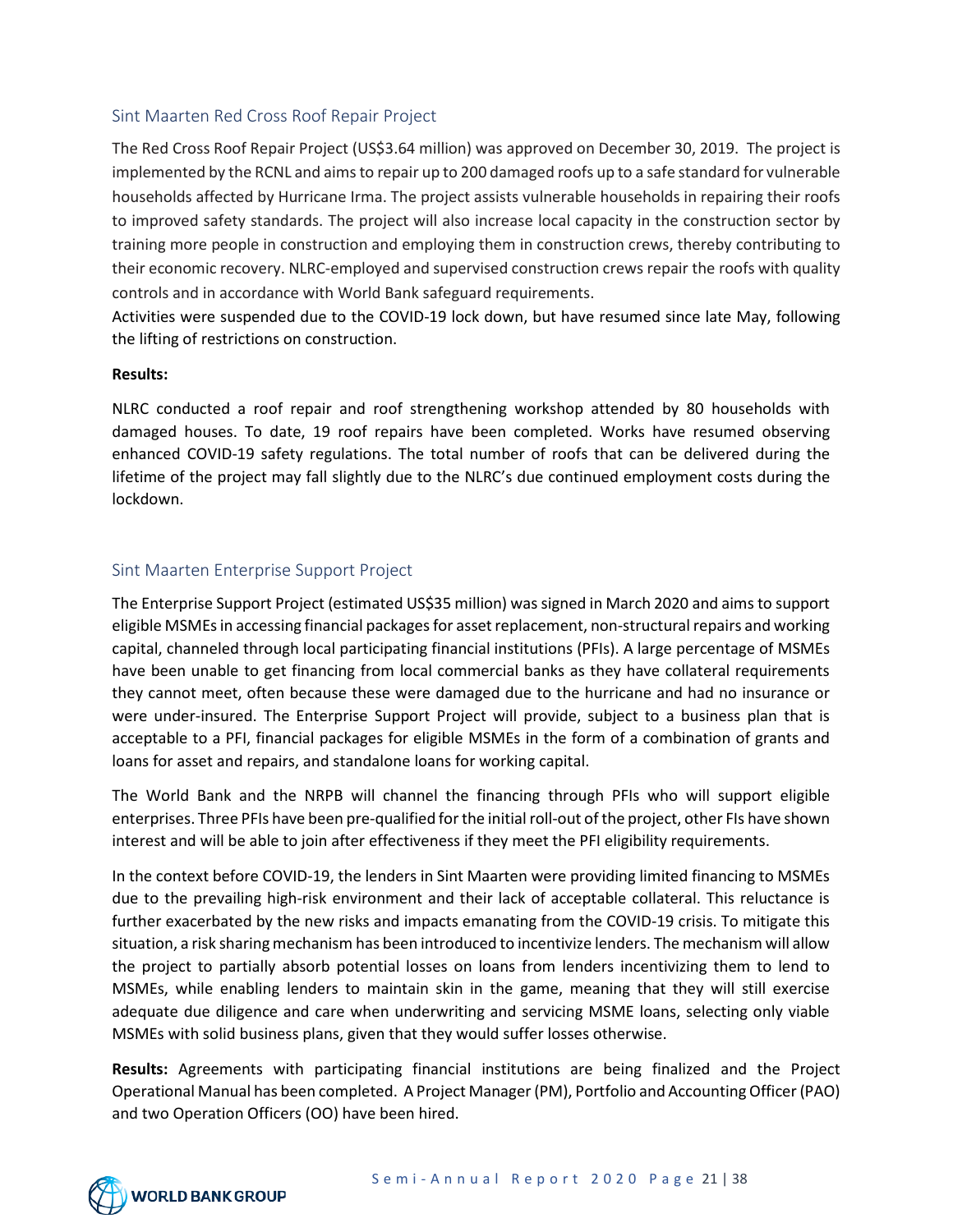## Sint Maarten Red Cross Roof Repair Project

The Red Cross Roof Repair Project (US$3.64 million) was approved on December 30, 2019. The project is implemented by the RCNL and aims to repair up to 200 damaged roofs up to a safe standard for vulnerable households affected by Hurricane Irma. The project assists vulnerable households in repairing their roofs to improved safety standards. The project will also increase local capacity in the construction sector by training more people in construction and employing them in construction crews, thereby contributing to their economic recovery. NLRC-employed and supervised construction crews repair the roofs with quality controls and in accordance with World Bank safeguard requirements.

Activities were suspended due to the COVID-19 lock down, but have resumed since late May, following the lifting of restrictions on construction.

**Results:**

NLRC conducted a roof repair and roof strengthening workshop attended by 80 households with damaged houses. To date, 19 roof repairs have been completed. Works have resumed observing enhanced COVID-19 safety regulations. The total number of roofs that can be delivered during the lifetime of the project may fall slightly due to the NLRC's due continued employment costs during the lockdown.

## Sint Maarten Enterprise Support Project

The Enterprise Support Project (estimated US$35 million) was signed in March 2020 and aims to support eligible MSMEs in accessing financial packages for asset replacement, non-structural repairs and working capital, channeled through local participating financial institutions (PFIs). A large percentage of MSMEs have been unable to get financing from local commercial banks as they have collateral requirements they cannot meet, often because these were damaged due to the hurricane and had no insurance or were under-insured. The Enterprise Support Project will provide, subject to a business plan that is acceptable to a PFI, financial packages for eligible MSMEs in the form of a combination of grants and loans for asset and repairs, and standalone loans for working capital.

The World Bank and the NRPB will channel the financing through PFIs who will support eligible enterprises. Three PFIs have been pre-qualified for the initial roll-out of the project, other FIs have shown interest and will be able to join after effectiveness if they meet the PFI eligibility requirements.

In the context before COVID-19, the lenders in Sint Maarten were providing limited financing to MSMEs due to the prevailing high-risk environment and their lack of acceptable collateral. This reluctance is further exacerbated by the new risks and impacts emanating from the COVID-19 crisis. To mitigate this situation, a risk sharing mechanism has been introduced to incentivize lenders. The mechanism will allow the project to partially absorb potential losses on loans from lenders incentivizing them to lend to MSMEs, while enabling lenders to maintain skin in the game, meaning that they will still exercise adequate due diligence and care when underwriting and servicing MSME loans, selecting only viable MSMEs with solid business plans, given that they would suffer losses otherwise.

**Results:** Agreements with participating financial institutions are being finalized and the Project Operational Manual has been completed. A Project Manager (PM), Portfolio and Accounting Officer (PAO) and two Operation Officers (OO) have been hired.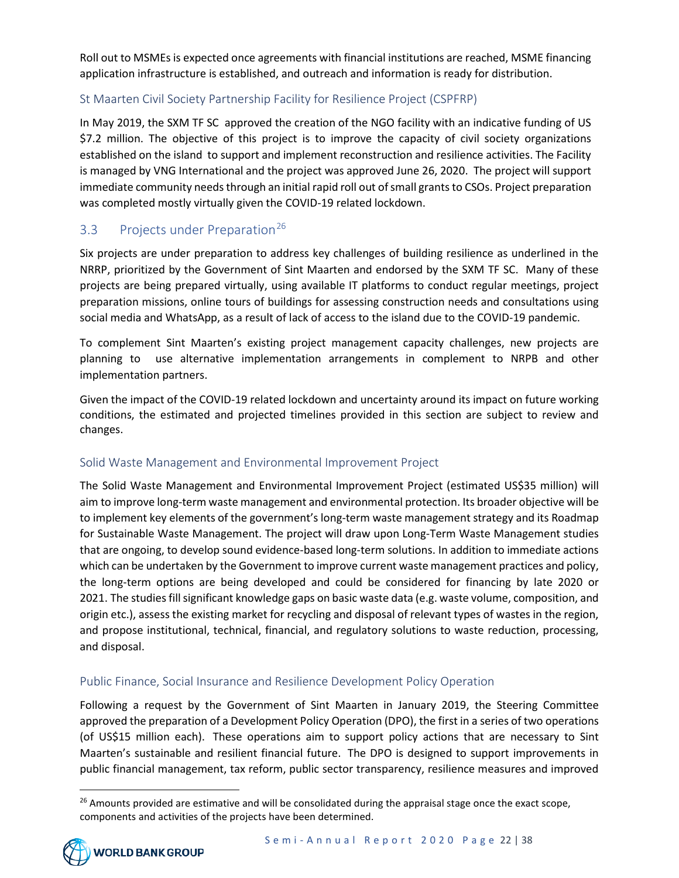Roll out to MSMEs is expected once agreements with financial institutions are reached, MSME financing application infrastructure is established, and outreach and information is ready for distribution.

### St Maarten Civil Society Partnership Facility for Resilience Project (CSPFRP)

In May 2019, the SXM TF SC approved the creation of the NGO facility with an indicative funding of US $7.2 million. The objective of this project is to improve the capacity of civil society organizations established on the island to support and implement reconstruction and resilience activities. The Facility is managed by VNG International and the project was approved June 26, 2020. The project will support immediate community needs through an initial rapid roll out of small grants to CSOs. Project preparation was completed mostly virtually given the COVID-19 related lockdown.

## 3.3 Projects under Preparation[26]

Six projects are under preparation to address key challenges of building resilience as underlined in the NRRP, prioritized by the Government of Sint Maarten and endorsed by the SXM TF SC. Many of these projects are being prepared virtually, using available IT platforms to conduct regular meetings, project preparation missions, online tours of buildings for assessing construction needs and consultations using social media and WhatsApp, as a result of lack of access to the island due to the COVID-19 pandemic.

To complement Sint Maarten's existing project management capacity challenges, new projects are planning to use alternative implementation arrangements in complement to NRPB and other implementation partners.

Given the impact of the COVID-19 related lockdown and uncertainty around its impact on future working conditions, the estimated and projected timelines provided in this section are subject to review and changes.

### Solid Waste Management and Environmental Improvement Project

The Solid Waste Management and Environmental Improvement Project (estimated US$35 million) will aim to improve long-term waste management and environmental protection. Its broader objective will be to implement key elements of the government's long-term waste management strategy and its Roadmap for Sustainable Waste Management. The project will draw upon Long-Term Waste Management studies that are ongoing, to develop sound evidence-based long-term solutions. In addition to immediate actions which can be undertaken by the Government to improve current waste management practices and policy, the long-term options are being developed and could be considered for financing by late 2020 or 2021. The studies fill significant knowledge gaps on basic waste data (e.g. waste volume, composition, and origin etc.), assess the existing market for recycling and disposal of relevant types of wastes in the region, and propose institutional, technical, financial, and regulatory solutions to waste reduction, processing, and disposal.

### Public Finance, Social Insurance and Resilience Development Policy Operation

Following a request by the Government of Sint Maarten in January 2019, the Steering Committee approved the preparation of a Development Policy Operation (DPO), the first in a series of two operations (of US$15 million each). These operations aim to support policy actions that are necessary to Sint Maarten's sustainable and resilient financial future. The DPO is designed to support improvements in public financial management, tax reform, public sector transparency, resilience measures and improved

[26] Amounts provided are estimative and will be consolidated during the appraisal stage once the exact scope, components and activities of the projects have been determined.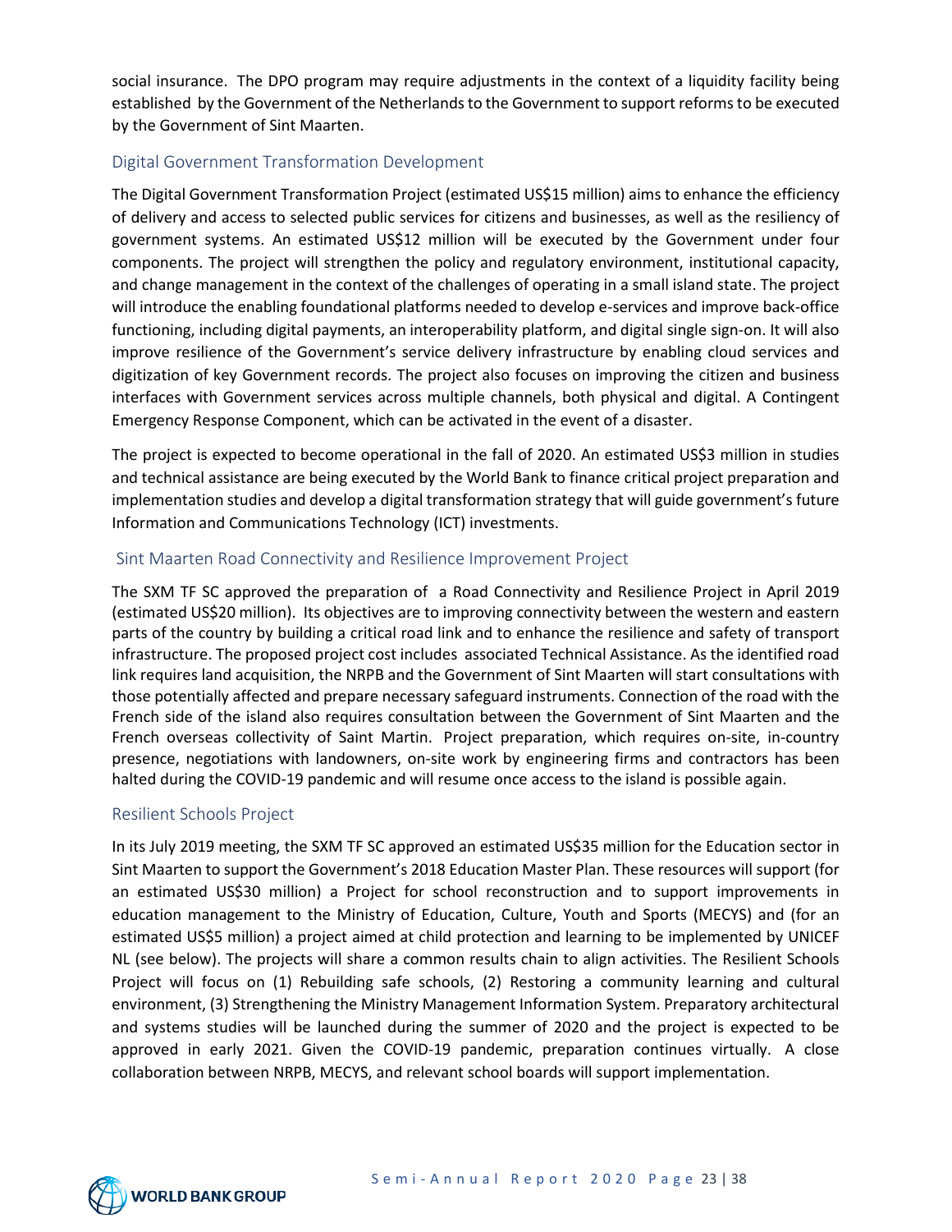social insurance. The DPO program may require adjustments in the context of a liquidity facility being established by the Government of the Netherlands to the Government to support reforms to be executed by the Government of Sint Maarten.

### Digital Government Transformation Development

The Digital Government Transformation Project (estimated US$15 million) aims to enhance the efficiency of delivery and access to selected public services for citizens and businesses, as well as the resiliency of government systems. An estimated US$12 million will be executed by the Government under four components. The project will strengthen the policy and regulatory environment, institutional capacity, and change management in the context of the challenges of operating in a small island state. The project will introduce the enabling foundational platforms needed to develop e-services and improve back-office functioning, including digital payments, an interoperability platform, and digital single sign-on. It will also improve resilience of the Government's service delivery infrastructure by enabling cloud services and digitization of key Government records. The project also focuses on improving the citizen and business interfaces with Government services across multiple channels, both physical and digital. A Contingent Emergency Response Component, which can be activated in the event of a disaster.

The project is expected to become operational in the fall of 2020. An estimated US$3 million in studies and technical assistance are being executed by the World Bank to finance critical project preparation and implementation studies and develop a digital transformation strategy that will guide government's future Information and Communications Technology (ICT) investments.

### Sint Maarten Road Connectivity and Resilience Improvement Project

The SXM TF SC approved the preparation of a Road Connectivity and Resilience Project in April 2019 (estimated US$20 million). Its objectives are to improving connectivity between the western and eastern parts of the country by building a critical road link and to enhance the resilience and safety of transport infrastructure. The proposed project cost includes associated Technical Assistance. As the identified road link requires land acquisition, the NRPB and the Government of Sint Maarten will start consultations with those potentially affected and prepare necessary safeguard instruments. Connection of the road with the French side of the island also requires consultation between the Government of Sint Maarten and the French overseas collectivity of Saint Martin. Project preparation, which requires on-site, in-country presence, negotiations with landowners, on-site work by engineering firms and contractors has been halted during the COVID-19 pandemic and will resume once access to the island is possible again.

### Resilient Schools Project

In its July 2019 meeting, the SXM TF SC approved an estimated US$35 million for the Education sector in Sint Maarten to support the Government's 2018 Education Master Plan. These resources will support (for an estimated US$30 million) a Project for school reconstruction and to support improvements in education management to the Ministry of Education, Culture, Youth and Sports (MECYS) and (for an estimated US$5 million) a project aimed at child protection and learning to be implemented by UNICEF NL (see below). The projects will share a common results chain to align activities. The Resilient Schools Project will focus on (1) Rebuilding safe schools, (2) Restoring a community learning and cultural environment, (3) Strengthening the Ministry Management Information System. Preparatory architectural and systems studies will be launched during the summer of 2020 and the project is expected to be approved in early 2021. Given the COVID-19 pandemic, preparation continues virtually. A close collaboration between NRPB, MECYS, and relevant school boards will support implementation.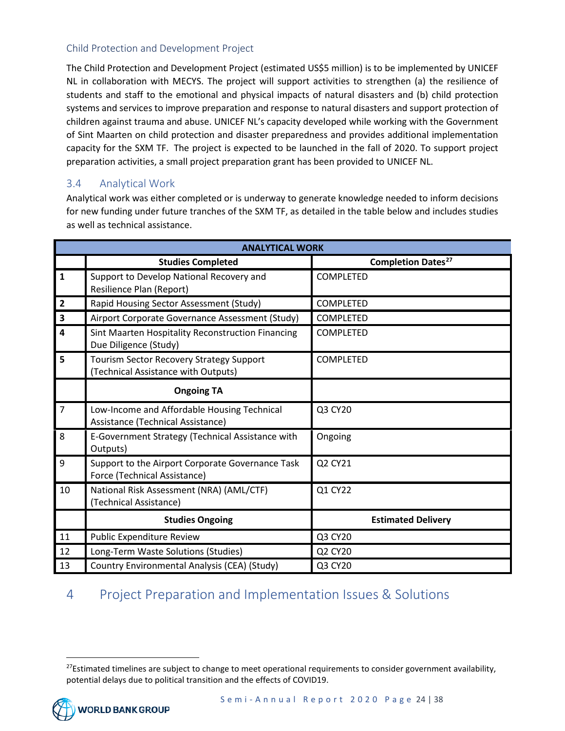### Child Protection and Development Project

The Child Protection and Development Project (estimated US$5 million) is to be implemented by UNICEF NL in collaboration with MECYS. The project will support activities to strengthen (a) the resilience of students and staff to the emotional and physical impacts of natural disasters and (b) child protection systems and services to improve preparation and response to natural disasters and support protection of children against trauma and abuse. UNICEF NL's capacity developed while working with the Government of Sint Maarten on child protection and disaster preparedness and provides additional implementation capacity for the SXM TF. The project is expected to be launched in the fall of 2020. To support project preparation activities, a small project preparation grant has been provided to UNICEF NL.

## 3.4 Analytical Work

Analytical work was either completed or is underway to generate knowledge needed to inform decisions for new funding under future tranches of the SXM TF, as detailed in the table below and includes studies as well as technical assistance.

| **ANALYTICAL WORK** | | |
|---|---|---|
| | **Studies Completed** | **Completion Dates[27]** |
| **1** | Support to Develop National Recovery and Resilience Plan (Report) | COMPLETED |
| **2** | Rapid Housing Sector Assessment (Study) | COMPLETED |
| **3** | Airport Corporate Governance Assessment (Study) | COMPLETED |
| **4** | Sint Maarten Hospitality Reconstruction Financing Due Diligence (Study) | COMPLETED |
| **5** | Tourism Sector Recovery Strategy Support (Technical Assistance with Outputs) | COMPLETED |
| | **Ongoing TA** | |
| 7 | Low-Income and Affordable Housing Technical Assistance (Technical Assistance) | Q3 CY20 |
| 8 | E-Government Strategy (Technical Assistance with Outputs) | Ongoing |
| 9 | Support to the Airport Corporate Governance Task Force (Technical Assistance) | Q2 CY21 |
| 10 | National Risk Assessment (NRA) (AML/CTF) (Technical Assistance) | Q1 CY22 |
| | **Studies Ongoing** | **Estimated Delivery** |
| 11 | Public Expenditure Review | Q3 CY20 |
| 12 | Long-Term Waste Solutions (Studies) | Q2 CY20 |
| 13 | Country Environmental Analysis (CEA) (Study) | Q3 CY20 |

# 4 Project Preparation and Implementation Issues & Solutions

[27] Estimated timelines are subject to change to meet operational requirements to consider government availability, potential delays due to political transition and the effects of COVID19.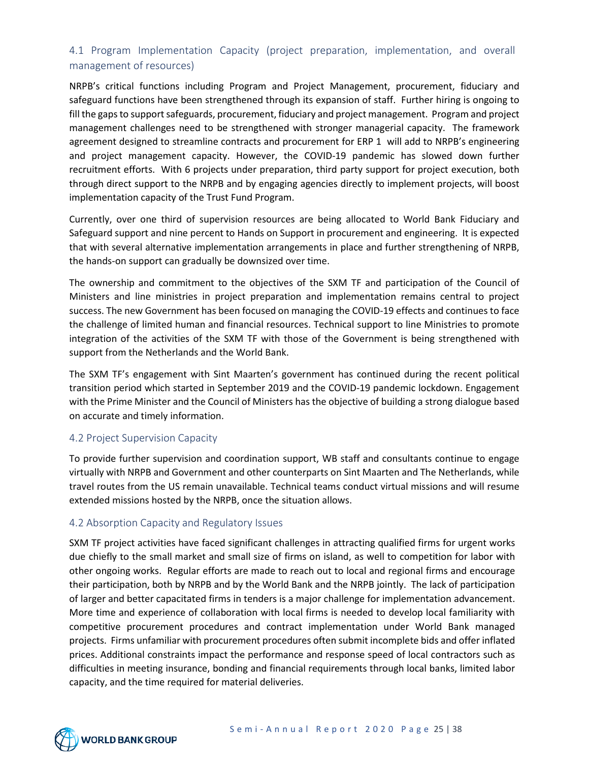## 4.1 Program Implementation Capacity (project preparation, implementation, and overall management of resources)

NRPB's critical functions including Program and Project Management, procurement, fiduciary and safeguard functions have been strengthened through its expansion of staff. Further hiring is ongoing to fill the gaps to support safeguards, procurement, fiduciary and project management. Program and project management challenges need to be strengthened with stronger managerial capacity. The framework agreement designed to streamline contracts and procurement for ERP 1 will add to NRPB's engineering and project management capacity. However, the COVID-19 pandemic has slowed down further recruitment efforts. With 6 projects under preparation, third party support for project execution, both through direct support to the NRPB and by engaging agencies directly to implement projects, will boost implementation capacity of the Trust Fund Program.

Currently, over one third of supervision resources are being allocated to World Bank Fiduciary and Safeguard support and nine percent to Hands on Support in procurement and engineering. It is expected that with several alternative implementation arrangements in place and further strengthening of NRPB, the hands-on support can gradually be downsized over time.

The ownership and commitment to the objectives of the SXM TF and participation of the Council of Ministers and line ministries in project preparation and implementation remains central to project success. The new Government has been focused on managing the COVID-19 effects and continues to face the challenge of limited human and financial resources. Technical support to line Ministries to promote integration of the activities of the SXM TF with those of the Government is being strengthened with support from the Netherlands and the World Bank.

The SXM TF's engagement with Sint Maarten's government has continued during the recent political transition period which started in September 2019 and the COVID-19 pandemic lockdown. Engagement with the Prime Minister and the Council of Ministers has the objective of building a strong dialogue based on accurate and timely information.

## 4.2 Project Supervision Capacity

To provide further supervision and coordination support, WB staff and consultants continue to engage virtually with NRPB and Government and other counterparts on Sint Maarten and The Netherlands, while travel routes from the US remain unavailable. Technical teams conduct virtual missions and will resume extended missions hosted by the NRPB, once the situation allows.

## 4.2 Absorption Capacity and Regulatory Issues

SXM TF project activities have faced significant challenges in attracting qualified firms for urgent works due chiefly to the small market and small size of firms on island, as well to competition for labor with other ongoing works. Regular efforts are made to reach out to local and regional firms and encourage their participation, both by NRPB and by the World Bank and the NRPB jointly. The lack of participation of larger and better capacitated firms in tenders is a major challenge for implementation advancement. More time and experience of collaboration with local firms is needed to develop local familiarity with competitive procurement procedures and contract implementation under World Bank managed projects. Firms unfamiliar with procurement procedures often submit incomplete bids and offer inflated prices. Additional constraints impact the performance and response speed of local contractors such as difficulties in meeting insurance, bonding and financial requirements through local banks, limited labor capacity, and the time required for material deliveries.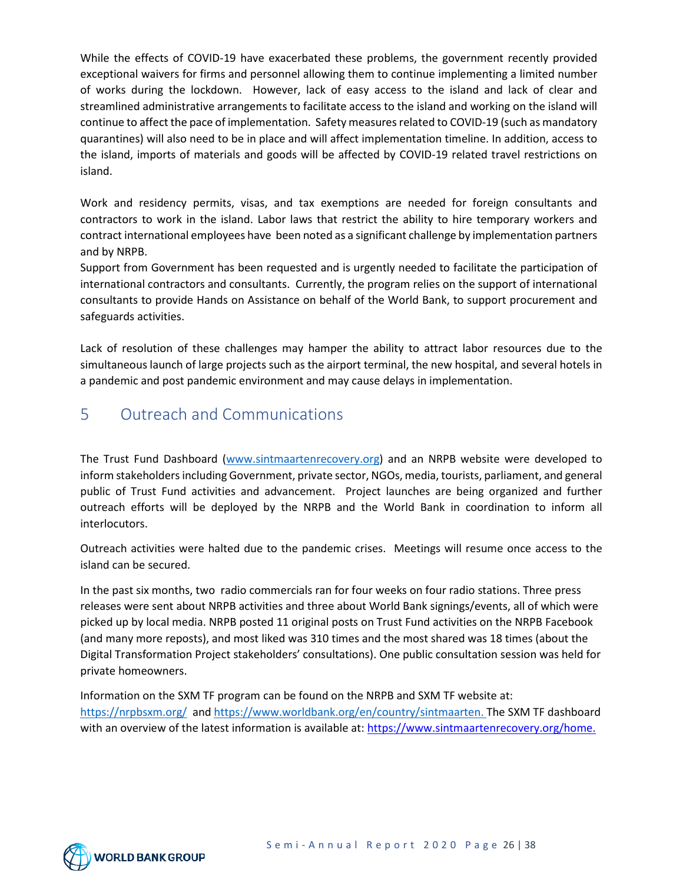While the effects of COVID-19 have exacerbated these problems, the government recently provided exceptional waivers for firms and personnel allowing them to continue implementing a limited number of works during the lockdown. However, lack of easy access to the island and lack of clear and streamlined administrative arrangements to facilitate access to the island and working on the island will continue to affect the pace of implementation. Safety measures related to COVID-19 (such as mandatory quarantines) will also need to be in place and will affect implementation timeline. In addition, access to the island, imports of materials and goods will be affected by COVID-19 related travel restrictions on island.

Work and residency permits, visas, and tax exemptions are needed for foreign consultants and contractors to work in the island. Labor laws that restrict the ability to hire temporary workers and contract international employees have been noted as a significant challenge by implementation partners and by NRPB.
Support from Government has been requested and is urgently needed to facilitate the participation of international contractors and consultants. Currently, the program relies on the support of international consultants to provide Hands on Assistance on behalf of the World Bank, to support procurement and safeguards activities.

Lack of resolution of these challenges may hamper the ability to attract labor resources due to the simultaneous launch of large projects such as the airport terminal, the new hospital, and several hotels in a pandemic and post pandemic environment and may cause delays in implementation.

# 5 Outreach and Communications

The Trust Fund Dashboard (www.sintmaartenrecovery.org) and an NRPB website were developed to inform stakeholders including Government, private sector, NGOs, media, tourists, parliament, and general public of Trust Fund activities and advancement. Project launches are being organized and further outreach efforts will be deployed by the NRPB and the World Bank in coordination to inform all interlocutors.

Outreach activities were halted due to the pandemic crises. Meetings will resume once access to the island can be secured.

In the past six months, two radio commercials ran for four weeks on four radio stations. Three press releases were sent about NRPB activities and three about World Bank signings/events, all of which were picked up by local media. NRPB posted 11 original posts on Trust Fund activities on the NRPB Facebook (and many more reposts), and most liked was 310 times and the most shared was 18 times (about the Digital Transformation Project stakeholders' consultations). One public consultation session was held for private homeowners.

Information on the SXM TF program can be found on the NRPB and SXM TF website at: https://nrpbsxm.org/ and https://www.worldbank.org/en/country/sintmaarten. The SXM TF dashboard with an overview of the latest information is available at: https://www.sintmaartenrecovery.org/home.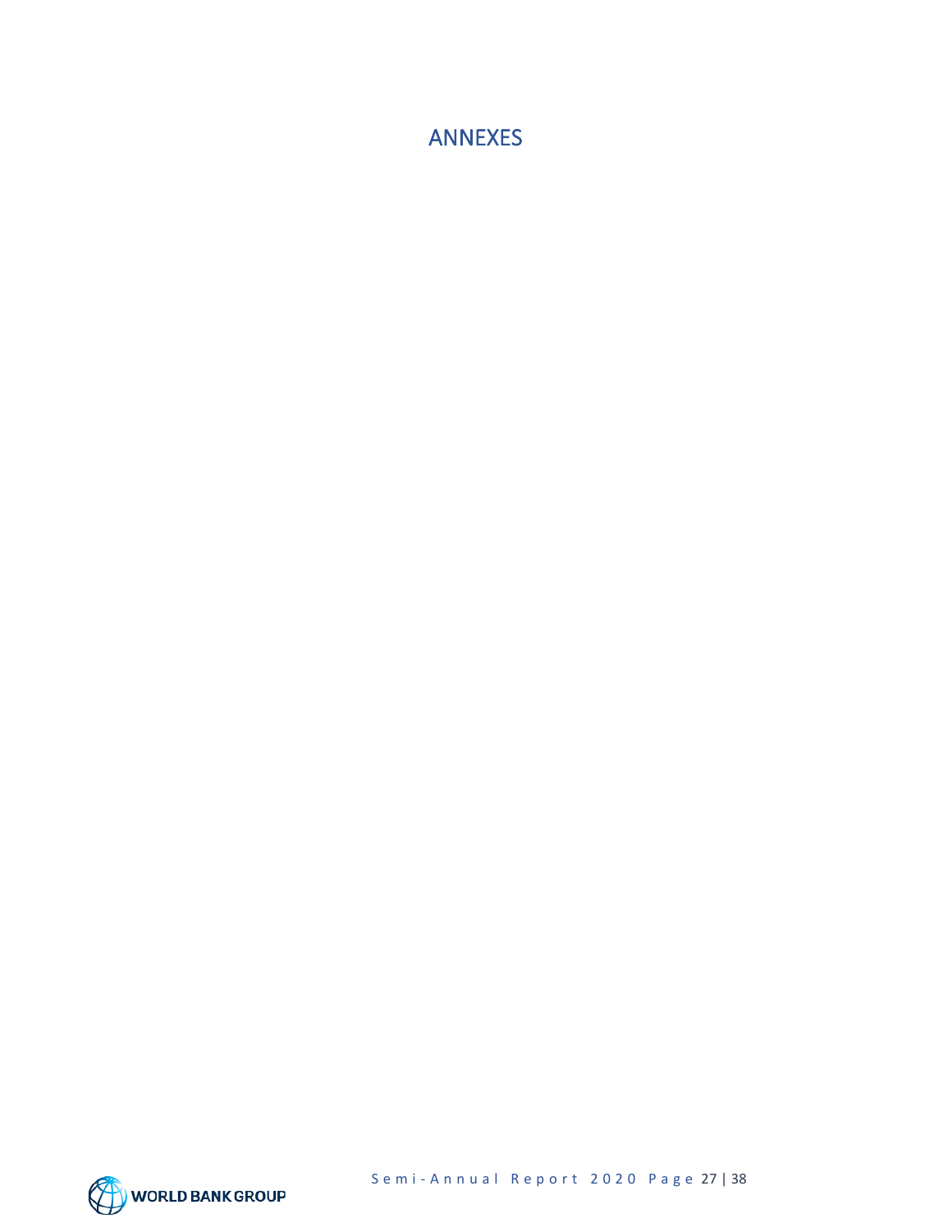# ANNEXES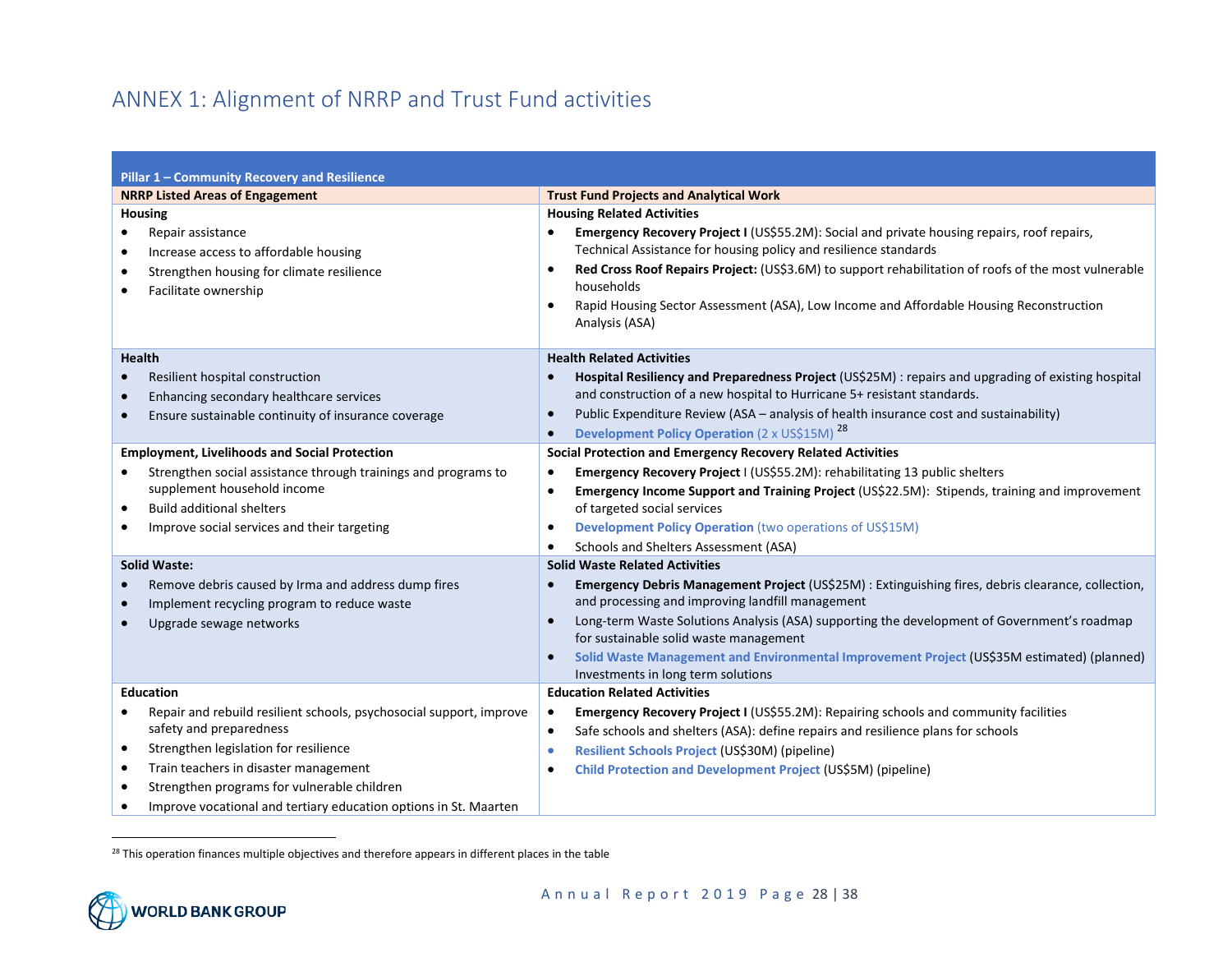# ANNEX 1: Alignment of NRRP and Trust Fund activities

| **Pillar 1 – Community Recovery and Resilience** | |
|---|---|
| **NRRP Listed Areas of Engagement** | **Trust Fund Projects and Analytical Work** |
| **Housing**<br>• Repair assistance<br>• Increase access to affordable housing<br>• Strengthen housing for climate resilience<br>• Facilitate ownership | **Housing Related Activities**<br>• **Emergency Recovery Project I** (US$55.2M): Social and private housing repairs, roof repairs, Technical Assistance for housing policy and resilience standards<br>• **Red Cross Roof Repairs Project:** (US$3.6M) to support rehabilitation of roofs of the most vulnerable households<br>• Rapid Housing Sector Assessment (ASA), Low Income and Affordable Housing Reconstruction Analysis (ASA) |
| **Health**<br>• Resilient hospital construction<br>• Enhancing secondary healthcare services<br>• Ensure sustainable continuity of insurance coverage | **Health Related Activities**<br>• **Hospital Resiliency and Preparedness Project** (US$25M) : repairs and upgrading of existing hospital and construction of a new hospital to Hurricane 5+ resistant standards.<br>• Public Expenditure Review (ASA – analysis of health insurance cost and sustainability)<br>• **Development Policy Operation** (2 x US$15M) [28] |
| **Employment, Livelihoods and Social Protection**<br>• Strengthen social assistance through trainings and programs to supplement household income<br>• Build additional shelters<br>• Improve social services and their targeting | **Social Protection and Emergency Recovery Related Activities**<br>• **Emergency Recovery Project** I (US$55.2M): rehabilitating 13 public shelters<br>• **Emergency Income Support and Training Project** (US$22.5M): Stipends, training and improvement of targeted social services<br>• **Development Policy Operation** (two operations of US$15M)<br>• Schools and Shelters Assessment (ASA) |
| **Solid Waste:**<br>• Remove debris caused by Irma and address dump fires<br>• Implement recycling program to reduce waste<br>• Upgrade sewage networks | **Solid Waste Related Activities**<br>• **Emergency Debris Management Project** (US$25M) : Extinguishing fires, debris clearance, collection, and processing and improving landfill management<br>• Long-term Waste Solutions Analysis (ASA) supporting the development of Government's roadmap for sustainable solid waste management<br>• **Solid Waste Management and Environmental Improvement Project** (US$35M estimated) (planned) Investments in long term solutions |
| **Education**<br>• Repair and rebuild resilient schools, psychosocial support, improve safety and preparedness<br>• Strengthen legislation for resilience<br>• Train teachers in disaster management<br>• Strengthen programs for vulnerable children<br>• Improve vocational and tertiary education options in St. Maarten | **Education Related Activities**<br>• **Emergency Recovery Project I** (US$55.2M): Repairing schools and community facilities<br>• Safe schools and shelters (ASA): define repairs and resilience plans for schools<br>• **Resilient Schools Project** (US$30M) (pipeline)<br>• **Child Protection and Development Project** (US$5M) (pipeline) |

[28] This operation finances multiple objectives and therefore appears in different places in the table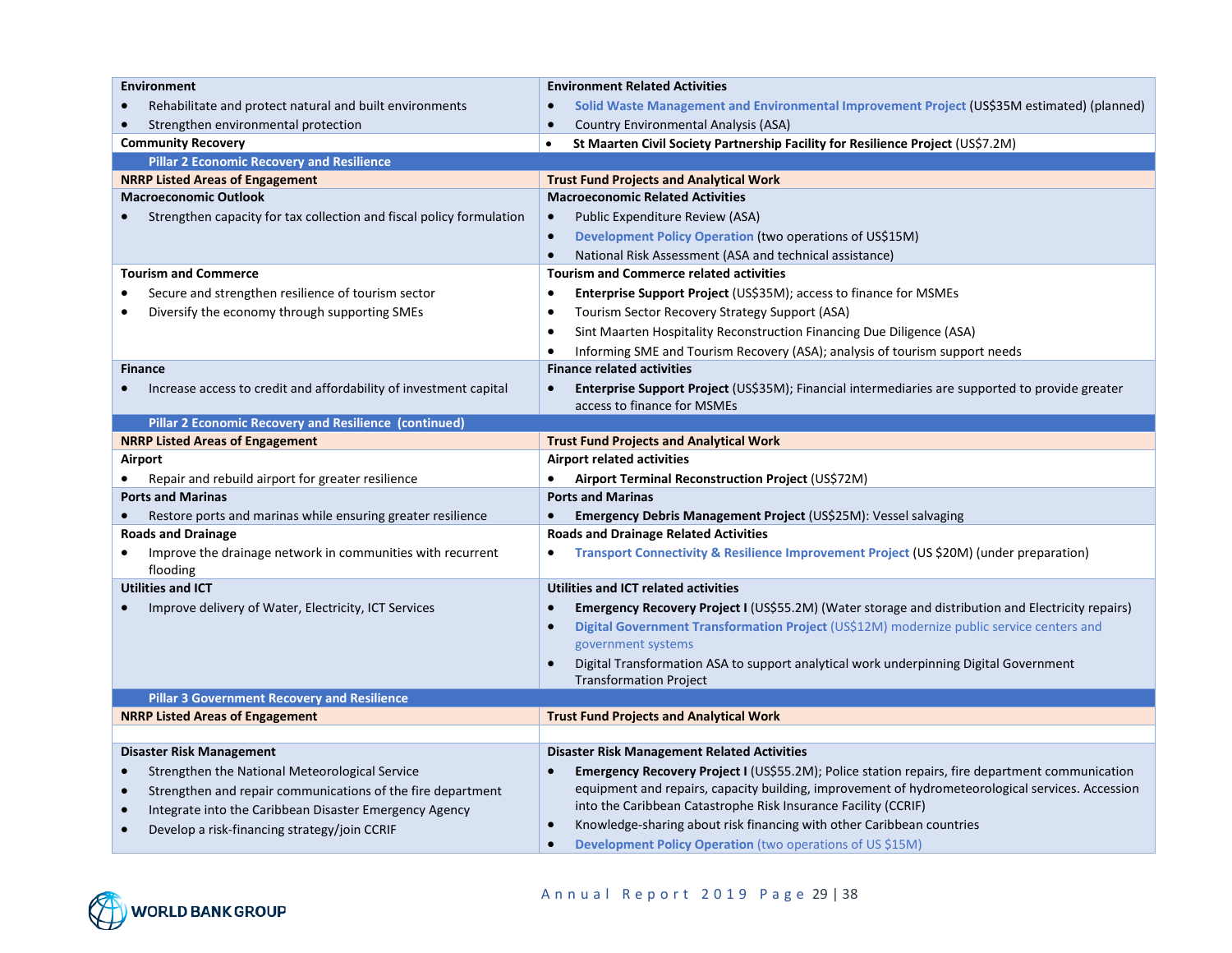| | |
|---|---|
| **Environment**<br>• Rehabilitate and protect natural and built environments<br>• Strengthen environmental protection | **Environment Related Activities**<br>• **Solid Waste Management and Environmental Improvement Project** (US$35M estimated) (planned)<br>• Country Environmental Analysis (ASA) |
| **Community Recovery** | • **St Maarten Civil Society Partnership Facility for Resilience Project** (US$7.2M) |
| **Pillar 2 Economic Recovery and Resilience** | |
| **NRRP Listed Areas of Engagement** | **Trust Fund Projects and Analytical Work** |
| **Macroeconomic Outlook**<br>• Strengthen capacity for tax collection and fiscal policy formulation | **Macroeconomic Related Activities**<br>• Public Expenditure Review (ASA)<br>• **Development Policy Operation** (two operations of US$15M)<br>• National Risk Assessment (ASA and technical assistance) |
| **Tourism and Commerce**<br>• Secure and strengthen resilience of tourism sector<br>• Diversify the economy through supporting SMEs | **Tourism and Commerce related activities**<br>• **Enterprise Support Project** (US$35M); access to finance for MSMEs<br>• Tourism Sector Recovery Strategy Support (ASA)<br>• Sint Maarten Hospitality Reconstruction Financing Due Diligence (ASA)<br>• Informing SME and Tourism Recovery (ASA); analysis of tourism support needs |
| **Finance**<br>• Increase access to credit and affordability of investment capital | **Finance related activities**<br>• **Enterprise Support Project** (US$35M); Financial intermediaries are supported to provide greater access to finance for MSMEs |
| **Pillar 2 Economic Recovery and Resilience (continued)** | |
| **NRRP Listed Areas of Engagement** | **Trust Fund Projects and Analytical Work** |
| **Airport**<br>• Repair and rebuild airport for greater resilience | **Airport related activities**<br>• **Airport Terminal Reconstruction Project** (US$72M) |
| **Ports and Marinas**<br>• Restore ports and marinas while ensuring greater resilience | **Ports and Marinas**<br>• **Emergency Debris Management Project** (US$25M): Vessel salvaging |
| **Roads and Drainage**<br>• Improve the drainage network in communities with recurrent flooding | **Roads and Drainage Related Activities**<br>• **Transport Connectivity & Resilience Improvement Project** (US $20M) (under preparation) |
| **Utilities and ICT**<br>• Improve delivery of Water, Electricity, ICT Services | **Utilities and ICT related activities**<br>• **Emergency Recovery Project I** (US$55.2M) (Water storage and distribution and Electricity repairs)<br>• **Digital Government Transformation Project** (US$12M) modernize public service centers and government systems<br>• Digital Transformation ASA to support analytical work underpinning Digital Government Transformation Project |
| **Pillar 3 Government Recovery and Resilience** | |
| **NRRP Listed Areas of Engagement** | **Trust Fund Projects and Analytical Work** |
| | |
| **Disaster Risk Management**<br>• Strengthen the National Meteorological Service<br>• Strengthen and repair communications of the fire department<br>• Integrate into the Caribbean Disaster Emergency Agency<br>• Develop a risk-financing strategy/join CCRIF | **Disaster Risk Management Related Activities**<br>• **Emergency Recovery Project I** (US$55.2M); Police station repairs, fire department communication equipment and repairs, capacity building, improvement of hydrometeorological services. Accession into the Caribbean Catastrophe Risk Insurance Facility (CCRIF)<br>• Knowledge-sharing about risk financing with other Caribbean countries<br>• **Development Policy Operation** (two operations of US $15M) |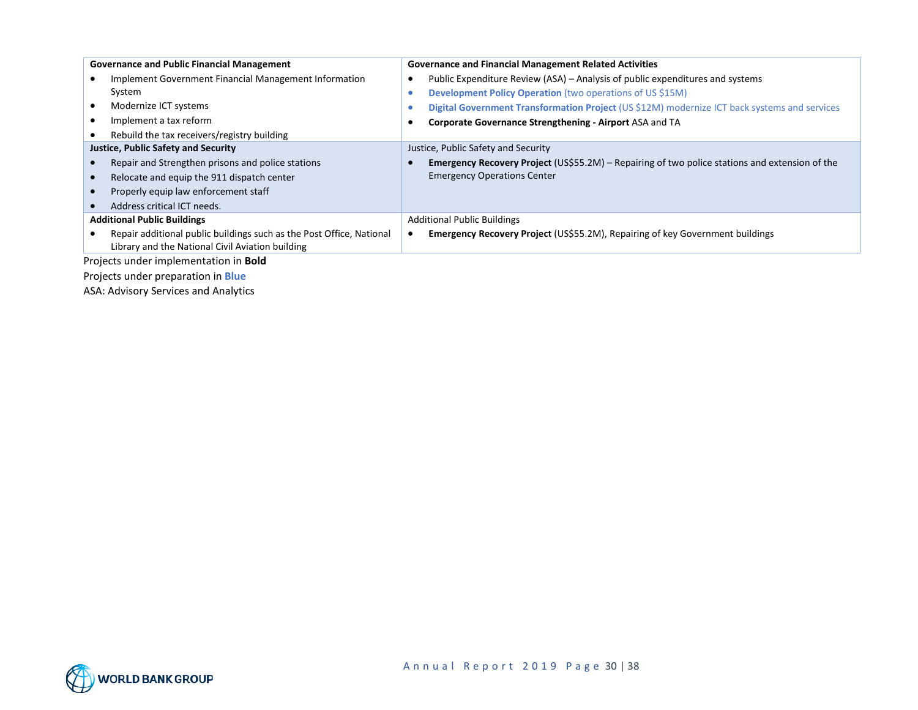| Governance and Public Financial Management | Governance and Financial Management Related Activities |
|---|---|
| • Implement Government Financial Management Information System<br>• Modernize ICT systems<br>• Implement a tax reform<br>• Rebuild the tax receivers/registry building | • Public Expenditure Review (ASA) – Analysis of public expenditures and systems<br>• **Development Policy Operation** (two operations of US $15M)<br>• **Digital Government Transformation Project** (US $12M) modernize ICT back systems and services<br>• **Corporate Governance Strengthening - Airport** ASA and TA |
| **Justice, Public Safety and Security** | Justice, Public Safety and Security |
| • Repair and Strengthen prisons and police stations<br>• Relocate and equip the 911 dispatch center<br>• Properly equip law enforcement staff<br>• Address critical ICT needs. | • **Emergency Recovery Project** (US$55.2M) – Repairing of two police stations and extension of the Emergency Operations Center |
| **Additional Public Buildings** | Additional Public Buildings |
| • Repair additional public buildings such as the Post Office, National Library and the National Civil Aviation building | • **Emergency Recovery Project** (US$55.2M), Repairing of key Government buildings |

Projects under implementation in **Bold**

Projects under preparation in **Blue**

ASA: Advisory Services and Analytics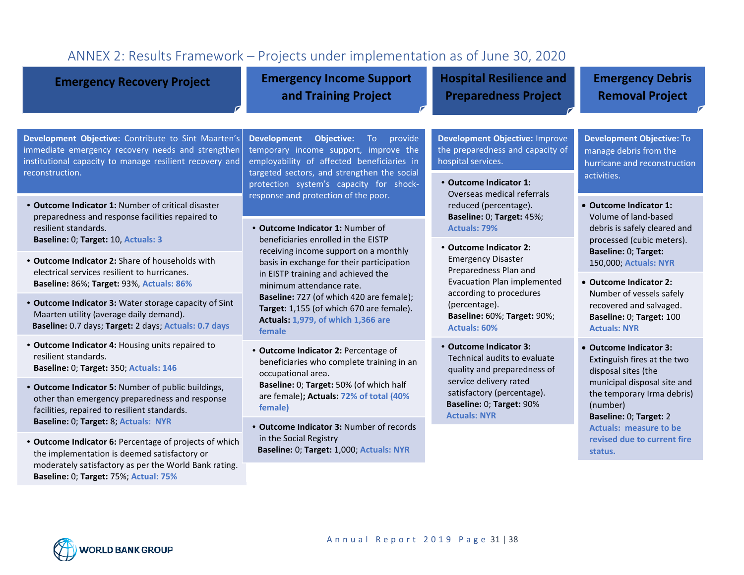## ANNEX 2: Results Framework – Projects under implementation as of June 30, 2020

### Emergency Recovery Project

**Development Objective:** Contribute to Sint Maarten's immediate emergency recovery needs and strengthen institutional capacity to manage resilient recovery and reconstruction.

- **Outcome Indicator 1:** Number of critical disaster preparedness and response facilities repaired to resilient standards.
  **Baseline:** 0; **Target:** 10, **Actuals: 3**
- **Outcome Indicator 2:** Share of households with electrical services resilient to hurricanes.
  **Baseline:** 86%; **Target:** 93%, **Actuals: 86%**
- **Outcome Indicator 3:** Water storage capacity of Sint Maarten utility (average daily demand).
  **Baseline:** 0.7 days; **Target:** 2 days; **Actuals: 0.7 days**
- **Outcome Indicator 4:** Housing units repaired to resilient standards.
  **Baseline:** 0; **Target:** 350; **Actuals: 146**
- **Outcome Indicator 5:** Number of public buildings, other than emergency preparedness and response facilities, repaired to resilient standards.
  **Baseline:** 0; **Target:** 8; **Actuals: NYR**
- **Outcome Indicator 6:** Percentage of projects of which the implementation is deemed satisfactory or moderately satisfactory as per the World Bank rating.
  **Baseline:** 0; **Target:** 75%; **Actual: 75%**

### Emergency Income Support and Training Project

**Development Objective:** To provide temporary income support, improve the employability of affected beneficiaries in targeted sectors, and strengthen the social protection system's capacity for shock-response and protection of the poor.

- **Outcome Indicator 1:** Number of beneficiaries enrolled in the EISTP receiving income support on a monthly basis in exchange for their participation in EISTP training and achieved the minimum attendance rate.
  **Baseline:** 727 (of which 420 are female);
  **Target:** 1,155 (of which 670 are female).
  **Actuals: 1,979, of which 1,366 are female**
- **Outcome Indicator 2:** Percentage of beneficiaries who complete training in an occupational area.
  **Baseline:** 0; **Target:** 50% (of which half are female); **Actuals: 72% of total (40% female)**
- **Outcome Indicator 3:** Number of records in the Social Registry
  **Baseline:** 0; **Target:** 1,000; **Actuals: NYR**

### Hospital Resilience and Preparedness Project

**Development Objective:** Improve the preparedness and capacity of hospital services.

- **Outcome Indicator 1:** Overseas medical referrals reduced (percentage).
  **Baseline:** 0; **Target:** 45%; **Actuals: 79%**
- **Outcome Indicator 2:** Emergency Disaster Preparedness Plan and Evacuation Plan implemented according to procedures (percentage).
  **Baseline:** 60%; **Target:** 90%; **Actuals: 60%**
- **Outcome Indicator 3:** Technical audits to evaluate quality and preparedness of service delivery rated satisfactory (percentage).
  **Baseline:** 0; **Target:** 90%
  **Actuals: NYR**

### Emergency Debris Removal Project

**Development Objective:** To manage debris from the hurricane and reconstruction activities.

- **Outcome Indicator 1:** Volume of land-based debris is safely cleared and processed (cubic meters).
  **Baseline:** 0; **Target:** 150,000; **Actuals: NYR**
- **Outcome Indicator 2:** Number of vessels safely recovered and salvaged.
  **Baseline:** 0; **Target:** 100
  **Actuals: NYR**
- **Outcome Indicator 3:** Extinguish fires at the two disposal sites (the municipal disposal site and the temporary Irma debris) (number)
  **Baseline:** 0; **Target:** 2
  **Actuals: measure to be revised due to current fire status.**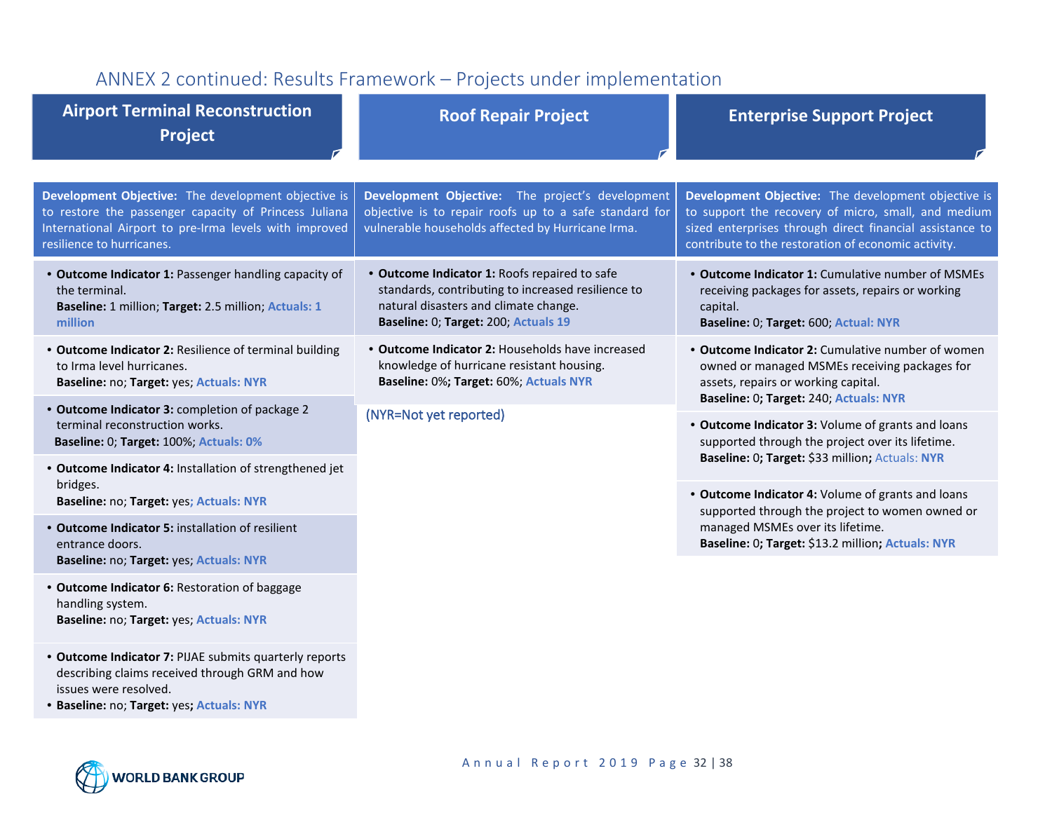## ANNEX 2 continued: Results Framework – Projects under implementation

### Airport Terminal Reconstruction Project

**Development Objective:** The development objective is to restore the passenger capacity of Princess Juliana International Airport to pre-Irma levels with improved resilience to hurricanes.

- **Outcome Indicator 1:** Passenger handling capacity of the terminal.
  **Baseline:** 1 million; **Target:** 2.5 million; **Actuals: 1 million**
- **Outcome Indicator 2:** Resilience of terminal building to Irma level hurricanes.
  **Baseline:** no; **Target:** yes; **Actuals: NYR**
- **Outcome Indicator 3:** completion of package 2 terminal reconstruction works.
  **Baseline:** 0; **Target:** 100%; **Actuals: 0%**
- **Outcome Indicator 4:** Installation of strengthened jet bridges.
  **Baseline:** no; **Target:** yes; **Actuals: NYR**
- **Outcome Indicator 5:** installation of resilient entrance doors.
  **Baseline:** no; **Target:** yes; **Actuals: NYR**
- **Outcome Indicator 6:** Restoration of baggage handling system.
  **Baseline:** no; **Target:** yes; **Actuals: NYR**
- **Outcome Indicator 7:** PIJAE submits quarterly reports describing claims received through GRM and how issues were resolved.
- **Baseline:** no; **Target:** yes; **Actuals: NYR**

### Roof Repair Project

**Development Objective:** The project's development objective is to repair roofs up to a safe standard for vulnerable households affected by Hurricane Irma.

- **Outcome Indicator 1:** Roofs repaired to safe standards, contributing to increased resilience to natural disasters and climate change.
  **Baseline:** 0; **Target:** 200; **Actuals 19**
- **Outcome Indicator 2:** Households have increased knowledge of hurricane resistant housing.
  **Baseline:** 0%; **Target:** 60%; **Actuals NYR**

(NYR=Not yet reported)

### Enterprise Support Project

**Development Objective:** The development objective is to support the recovery of micro, small, and medium sized enterprises through direct financial assistance to contribute to the restoration of economic activity.

- **Outcome Indicator 1:** Cumulative number of MSMEs receiving packages for assets, repairs or working capital.
  **Baseline:** 0; **Target:** 600; **Actual: NYR**
- **Outcome Indicator 2:** Cumulative number of women owned or managed MSMEs receiving packages for assets, repairs or working capital.
  **Baseline:** 0; **Target:** 240; **Actuals: NYR**
- **Outcome Indicator 3:** Volume of grants and loans supported through the project over its lifetime.
  **Baseline:** 0; **Target:** $33 million; Actuals: **NYR**
- **Outcome Indicator 4:** Volume of grants and loans supported through the project to women owned or managed MSMEs over its lifetime.
  **Baseline:** 0; **Target:** $13.2 million; **Actuals: NYR**

WORLD BANK GROUP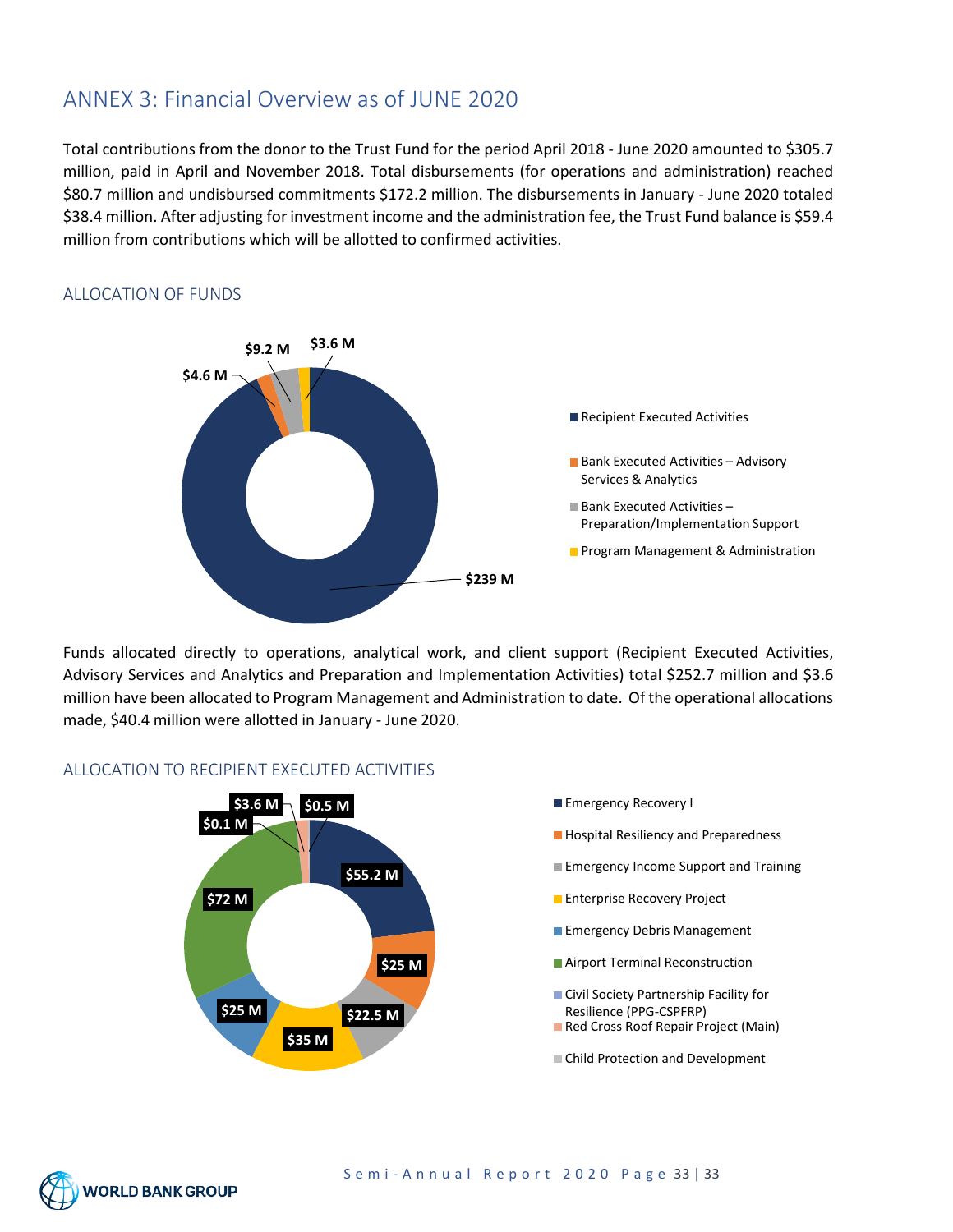## ANNEX 3: Financial Overview as of JUNE 2020

Total contributions from the donor to the Trust Fund for the period April 2018 - June 2020 amounted to $305.7 million, paid in April and November 2018. Total disbursements (for operations and administration) reached $80.7 million and undisbursed commitments $172.2 million. The disbursements in January - June 2020 totaled $38.4 million. After adjusting for investment income and the administration fee, the Trust Fund balance is $59.4 million from contributions which will be allotted to confirmed activities.

### ALLOCATION OF FUNDS

| Category | Amount |
|---|---|
| Recipient Executed Activities | $239 M |
| Bank Executed Activities – Advisory Services & Analytics | $4.6 M |
| Bank Executed Activities – Preparation/Implementation Support | $9.2 M |
| Program Management & Administration | $3.6 M |

Funds allocated directly to operations, analytical work, and client support (Recipient Executed Activities, Advisory Services and Analytics and Preparation and Implementation Activities) total $252.7 million and $3.6 million have been allocated to Program Management and Administration to date. Of the operational allocations made, $40.4 million were allotted in January - June 2020.

### ALLOCATION TO RECIPIENT EXECUTED ACTIVITIES

| Activity | Amount |
|---|---|
| Emergency Recovery I | $55.2 M |
| Hospital Resiliency and Preparedness | $25 M |
| Emergency Income Support and Training | $22.5 M |
| Enterprise Recovery Project | $35 M |
| Emergency Debris Management | $25 M |
| Airport Terminal Reconstruction | $72 M |
| Civil Society Partnership Facility for Resilience (PPG-CSPFRP) | $0.1 M |
| Red Cross Roof Repair Project (Main) | $3.6 M |
| Child Protection and Development | $0.5 M |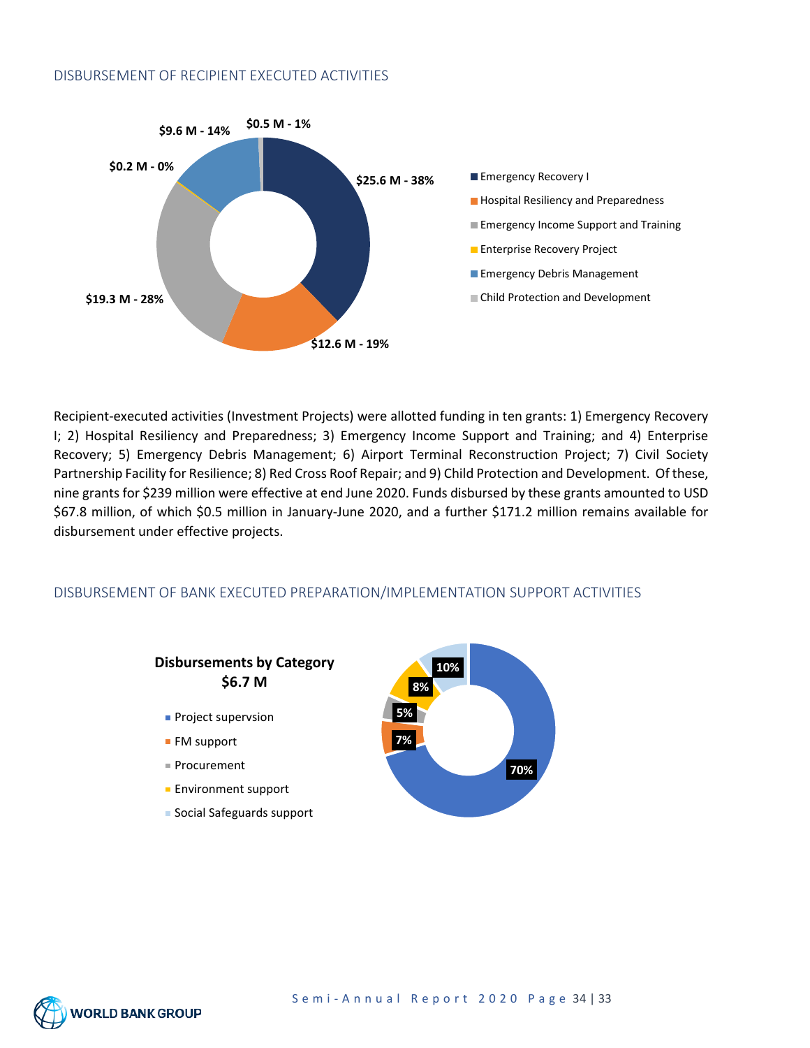## DISBURSEMENT OF RECIPIENT EXECUTED ACTIVITIES

- Emergency Recovery I — $25.6 M - 38%
- Hospital Resiliency and Preparedness — $12.6 M - 19%
- Emergency Income Support and Training — $19.3 M - 28%
- Enterprise Recovery Project — $0.2 M - 0%
- Emergency Debris Management — $9.6 M - 14%
- Child Protection and Development — $0.5 M - 1%

Recipient-executed activities (Investment Projects) were allotted funding in ten grants: 1) Emergency Recovery I; 2) Hospital Resiliency and Preparedness; 3) Emergency Income Support and Training; and 4) Enterprise Recovery; 5) Emergency Debris Management; 6) Airport Terminal Reconstruction Project; 7) Civil Society Partnership Facility for Resilience; 8) Red Cross Roof Repair; and 9) Child Protection and Development. Of these, nine grants for $239 million were effective at end June 2020. Funds disbursed by these grants amounted to USD $67.8 million, of which $0.5 million in January-June 2020, and a further $171.2 million remains available for disbursement under effective projects.

## DISBURSEMENT OF BANK EXECUTED PREPARATION/IMPLEMENTATION SUPPORT ACTIVITIES

**Disbursements by Category**
**$6.7 M**

- Project supervsion — 70%
- FM support — 7%
- Procurement — 5%
- Environment support — 8%
- Social Safeguards support — 10%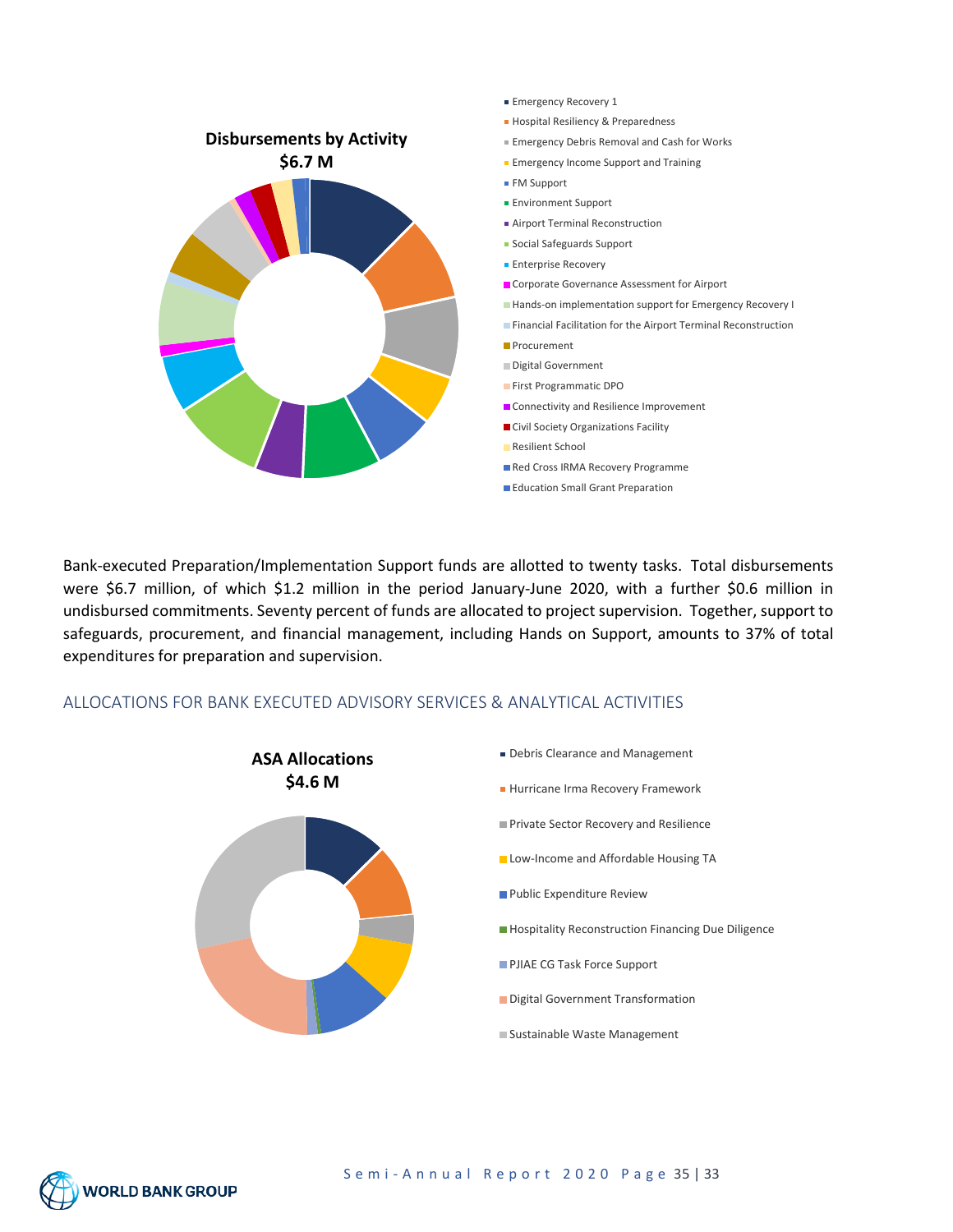**Disbursements by Activity**
**$6.7 M**

- Emergency Recovery 1
- Hospital Resiliency & Preparedness
- Emergency Debris Removal and Cash for Works
- Emergency Income Support and Training
- FM Support
- Environment Support
- Airport Terminal Reconstruction
- Social Safeguards Support
- Enterprise Recovery
- Corporate Governance Assessment for Airport
- Hands-on implementation support for Emergency Recovery I
- Financial Facilitation for the Airport Terminal Reconstruction
- Procurement
- Digital Government
- First Programmatic DPO
- Connectivity and Resilience Improvement
- Civil Society Organizations Facility
- Resilient School
- Red Cross IRMA Recovery Programme
- Education Small Grant Preparation

Bank-executed Preparation/Implementation Support funds are allotted to twenty tasks. Total disbursements were $6.7 million, of which $1.2 million in the period January-June 2020, with a further $0.6 million in undisbursed commitments. Seventy percent of funds are allocated to project supervision. Together, support to safeguards, procurement, and financial management, including Hands on Support, amounts to 37% of total expenditures for preparation and supervision.

## ALLOCATIONS FOR BANK EXECUTED ADVISORY SERVICES & ANALYTICAL ACTIVITIES

**ASA Allocations**
**$4.6 M**

- Debris Clearance and Management
- Hurricane Irma Recovery Framework
- Private Sector Recovery and Resilience
- Low-Income and Affordable Housing TA
- Public Expenditure Review
- Hospitality Reconstruction Financing Due Diligence
- PJIAE CG Task Force Support
- Digital Government Transformation
- Sustainable Waste Management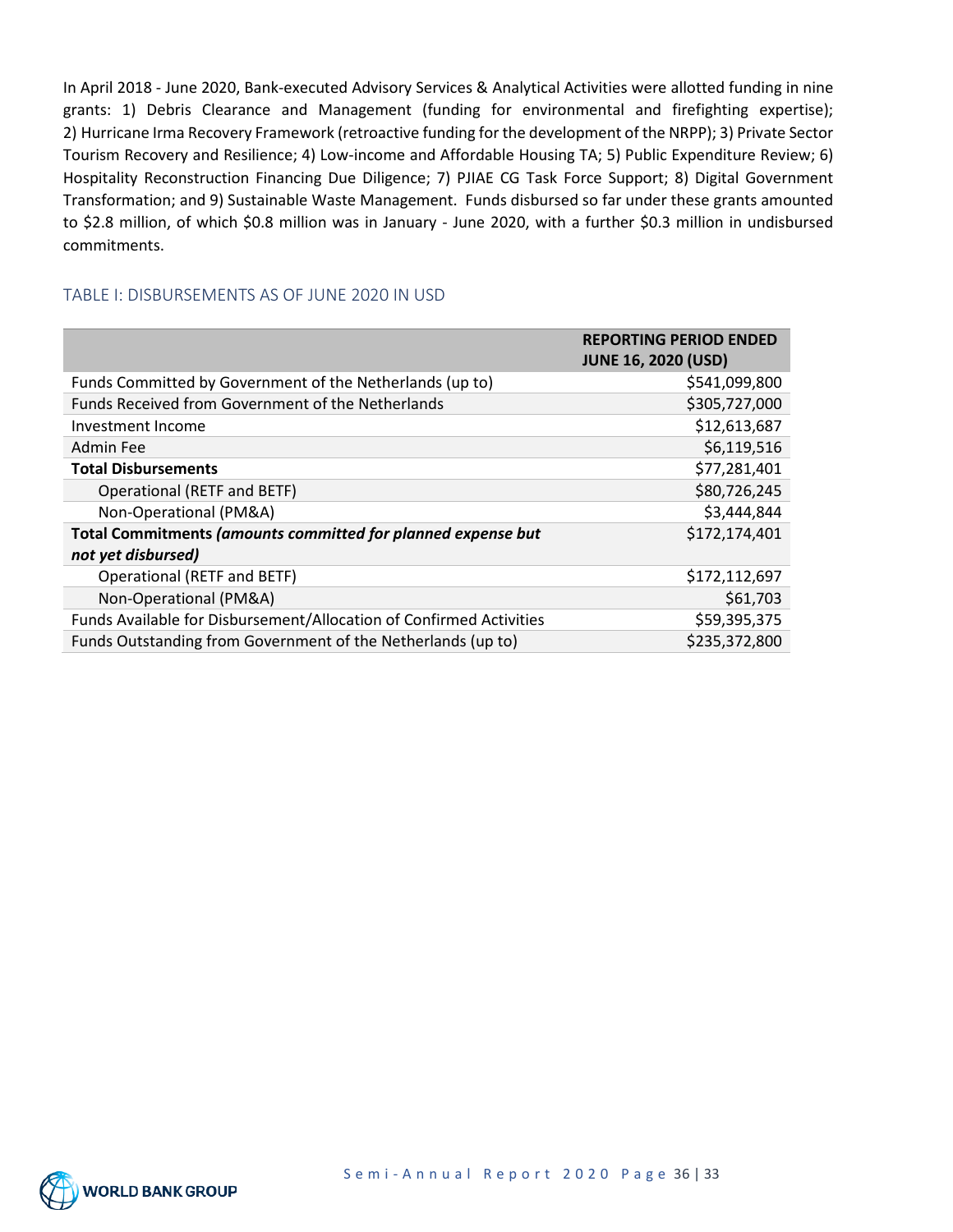In April 2018 - June 2020, Bank-executed Advisory Services & Analytical Activities were allotted funding in nine grants: 1) Debris Clearance and Management (funding for environmental and firefighting expertise); 2) Hurricane Irma Recovery Framework (retroactive funding for the development of the NRPP); 3) Private Sector Tourism Recovery and Resilience; 4) Low-income and Affordable Housing TA; 5) Public Expenditure Review; 6) Hospitality Reconstruction Financing Due Diligence; 7) PJIAE CG Task Force Support; 8) Digital Government Transformation; and 9) Sustainable Waste Management. Funds disbursed so far under these grants amounted to $2.8 million, of which $0.8 million was in January - June 2020, with a further $0.3 million in undisbursed commitments.

### TABLE I: DISBURSEMENTS AS OF JUNE 2020 IN USD

| | **REPORTING PERIOD ENDED JUNE 16, 2020 (USD)** |
|---|---:|
| Funds Committed by Government of the Netherlands (up to) | $541,099,800 |
| Funds Received from Government of the Netherlands | $305,727,000 |
| Investment Income | $12,613,687 |
| Admin Fee | $6,119,516 |
| **Total Disbursements** | $77,281,401 |
| Operational (RETF and BETF) | $80,726,245 |
| Non-Operational (PM&A) | $3,444,844 |
| **Total Commitments *(amounts committed for planned expense but not yet disbursed)*** | $172,174,401 |
| Operational (RETF and BETF) | $172,112,697 |
| Non-Operational (PM&A) | $61,703 |
| Funds Available for Disbursement/Allocation of Confirmed Activities | $59,395,375 |
| Funds Outstanding from Government of the Netherlands (up to) | $235,372,800 |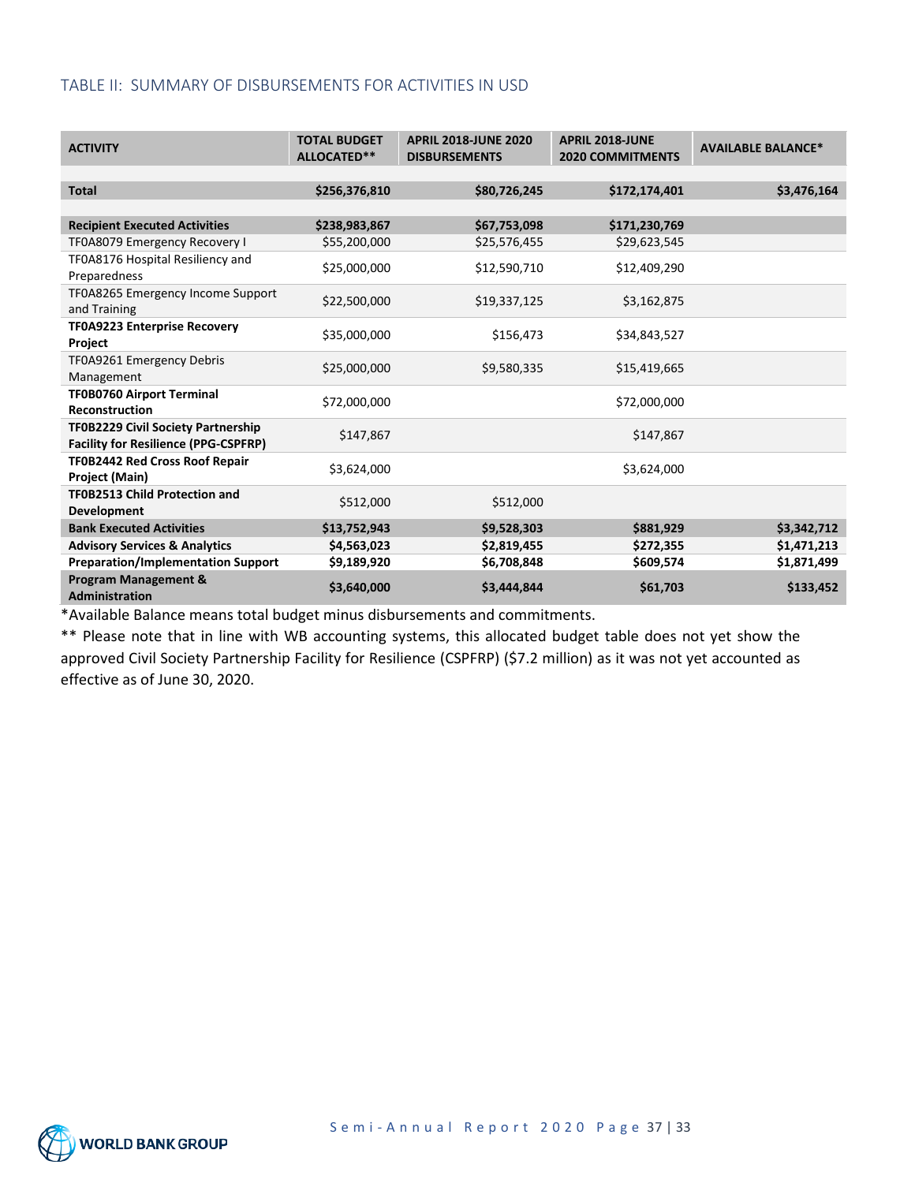## TABLE II: SUMMARY OF DISBURSEMENTS FOR ACTIVITIES IN USD

| ACTIVITY | TOTAL BUDGET ALLOCATED** | APRIL 2018-JUNE 2020 DISBURSEMENTS | APRIL 2018-JUNE 2020 COMMITMENTS | AVAILABLE BALANCE* |
|---|---|---|---|---|
| **Total** | **$256,376,810** | **$80,726,245** | **$172,174,401** | **$3,476,164** |
| **Recipient Executed Activities** | **$238,983,867** | **$67,753,098** | **$171,230,769** | |
| TF0A8079 Emergency Recovery I | $55,200,000 | $25,576,455 | $29,623,545 | |
| TF0A8176 Hospital Resiliency and Preparedness | $25,000,000 | $12,590,710 | $12,409,290 | |
| TF0A8265 Emergency Income Support and Training | $22,500,000 | $19,337,125 | $3,162,875 | |
| **TF0A9223 Enterprise Recovery Project** | $35,000,000 | $156,473 | $34,843,527 | |
| TF0A9261 Emergency Debris Management | $25,000,000 | $9,580,335 | $15,419,665 | |
| **TF0B0760 Airport Terminal Reconstruction** | $72,000,000 | | $72,000,000 | |
| **TF0B2229 Civil Society Partnership Facility for Resilience (PPG-CSPFRP)** | $147,867 | | $147,867 | |
| **TF0B2442 Red Cross Roof Repair Project (Main)** | $3,624,000 | | $3,624,000 | |
| **TF0B2513 Child Protection and Development** | $512,000 | $512,000 | | |
| **Bank Executed Activities** | **$13,752,943** | **$9,528,303** | **$881,929** | **$3,342,712** |
| **Advisory Services & Analytics** | **$4,563,023** | **$2,819,455** | **$272,355** | **$1,471,213** |
| **Preparation/Implementation Support** | **$9,189,920** | **$6,708,848** | **$609,574** | **$1,871,499** |
| **Program Management & Administration** | **$3,640,000** | **$3,444,844** | **$61,703** | **$133,452** |

*Available Balance means total budget minus disbursements and commitments.

** Please note that in line with WB accounting systems, this allocated budget table does not yet show the approved Civil Society Partnership Facility for Resilience (CSPFRP) ($7.2 million) as it was not yet accounted as effective as of June 30, 2020.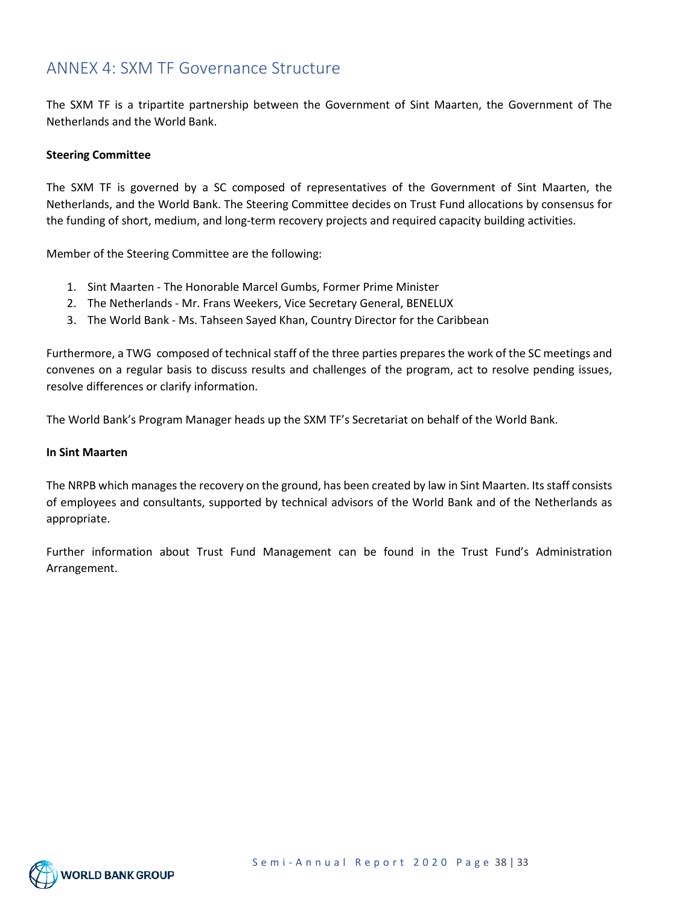# ANNEX 4: SXM TF Governance Structure

The SXM TF is a tripartite partnership between the Government of Sint Maarten, the Government of The Netherlands and the World Bank.

**Steering Committee**

The SXM TF is governed by a SC composed of representatives of the Government of Sint Maarten, the Netherlands, and the World Bank. The Steering Committee decides on Trust Fund allocations by consensus for the funding of short, medium, and long-term recovery projects and required capacity building activities.

Member of the Steering Committee are the following:

1. Sint Maarten - The Honorable Marcel Gumbs, Former Prime Minister
2. The Netherlands - Mr. Frans Weekers, Vice Secretary General, BENELUX
3. The World Bank - Ms. Tahseen Sayed Khan, Country Director for the Caribbean

Furthermore, a TWG composed of technical staff of the three parties prepares the work of the SC meetings and convenes on a regular basis to discuss results and challenges of the program, act to resolve pending issues, resolve differences or clarify information.

The World Bank's Program Manager heads up the SXM TF's Secretariat on behalf of the World Bank.

**In Sint Maarten**

The NRPB which manages the recovery on the ground, has been created by law in Sint Maarten. Its staff consists of employees and consultants, supported by technical advisors of the World Bank and of the Netherlands as appropriate.

Further information about Trust Fund Management can be found in the Trust Fund's Administration Arrangement.